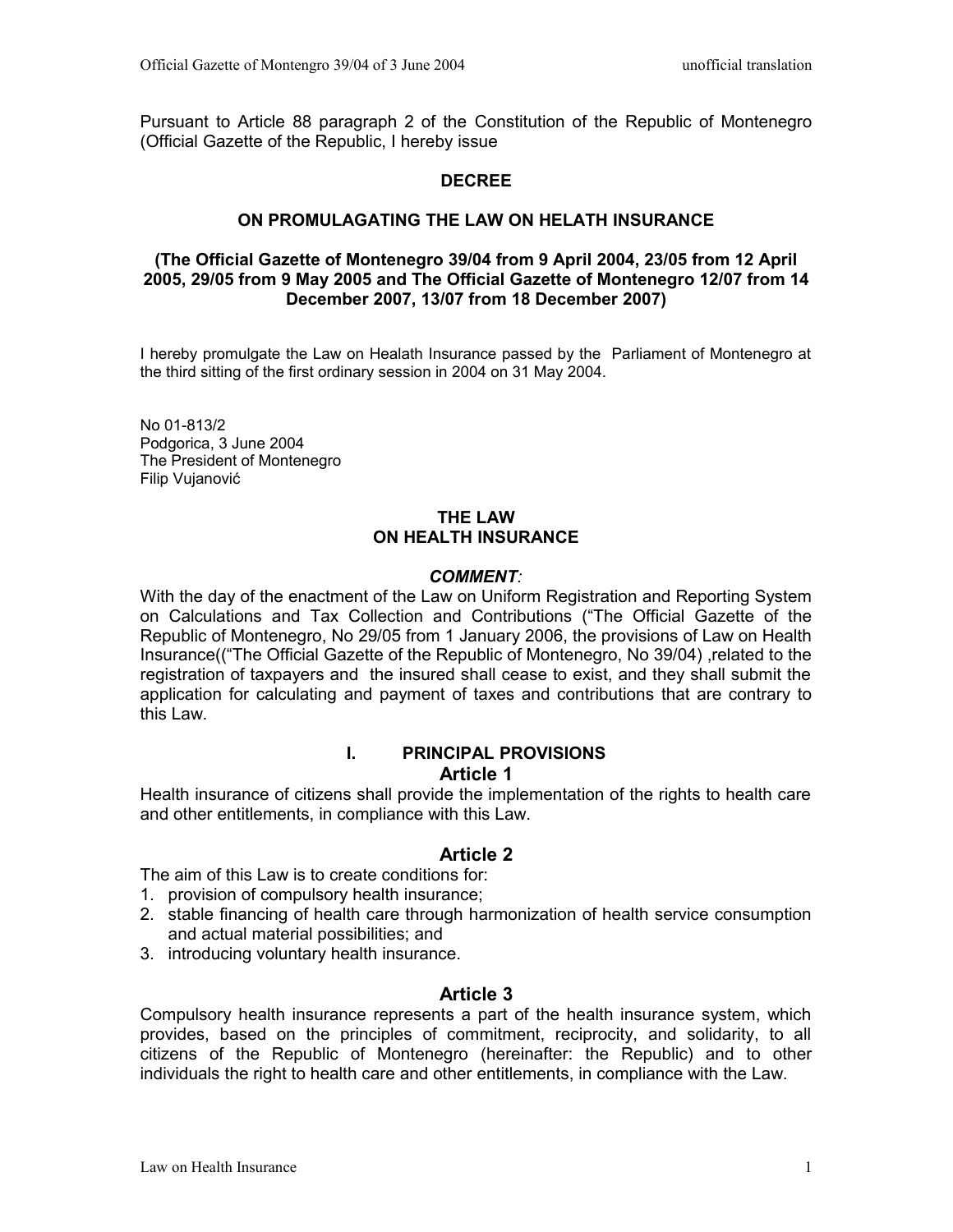Pursuant to Article 88 paragraph 2 of the Constitution of the Republic of Montenegro (Official Gazette of the Republic, I hereby issue

**DECREE**

**ON PROMULAGATING THE LAW ON HELATH INSURANCE**

**(The Official Gazette of Montenegro 39/04 from 9 April 2004, 23/05 from 12 April 2005, 29/05 from 9 May 2005 and The Official Gazette of Montenegro 12/07 from 14 December 2007, 13/07 from 18 December 2007)**

I hereby promulgate the Law on Healath Insurance passed by the Parliament of Montenegro at the third sitting of the first ordinary session in 2004 on 31 May 2004.

No 01-813/2
Podgorica, 3 June 2004
The President of Montenegro
Filip Vujanović

# THE LAW ON HEALTH INSURANCE

***COMMENT*:**
With the day of the enactment of the Law on Uniform Registration and Reporting System on Calculations and Tax Collection and Contributions ("The Official Gazette of the Republic of Montenegro, No 29/05 from 1 January 2006, the provisions of Law on Health Insurance(("The Official Gazette of the Republic of Montenegro, No 39/04) ,related to the registration of taxpayers and the insured shall cease to exist, and they shall submit the application for calculating and payment of taxes and contributions that are contrary to this Law.

## I. PRINCIPAL PROVISIONS

### Article 1

Health insurance of citizens shall provide the implementation of the rights to health care and other entitlements, in compliance with this Law.

### Article 2

The aim of this Law is to create conditions for:

1. provision of compulsory health insurance;
2. stable financing of health care through harmonization of health service consumption and actual material possibilities; and
3. introducing voluntary health insurance.

### Article 3

Compulsory health insurance represents a part of the health insurance system, which provides, based on the principles of commitment, reciprocity, and solidarity, to all citizens of the Republic of Montenegro (hereinafter: the Republic) and to other individuals the right to health care and other entitlements, in compliance with the Law.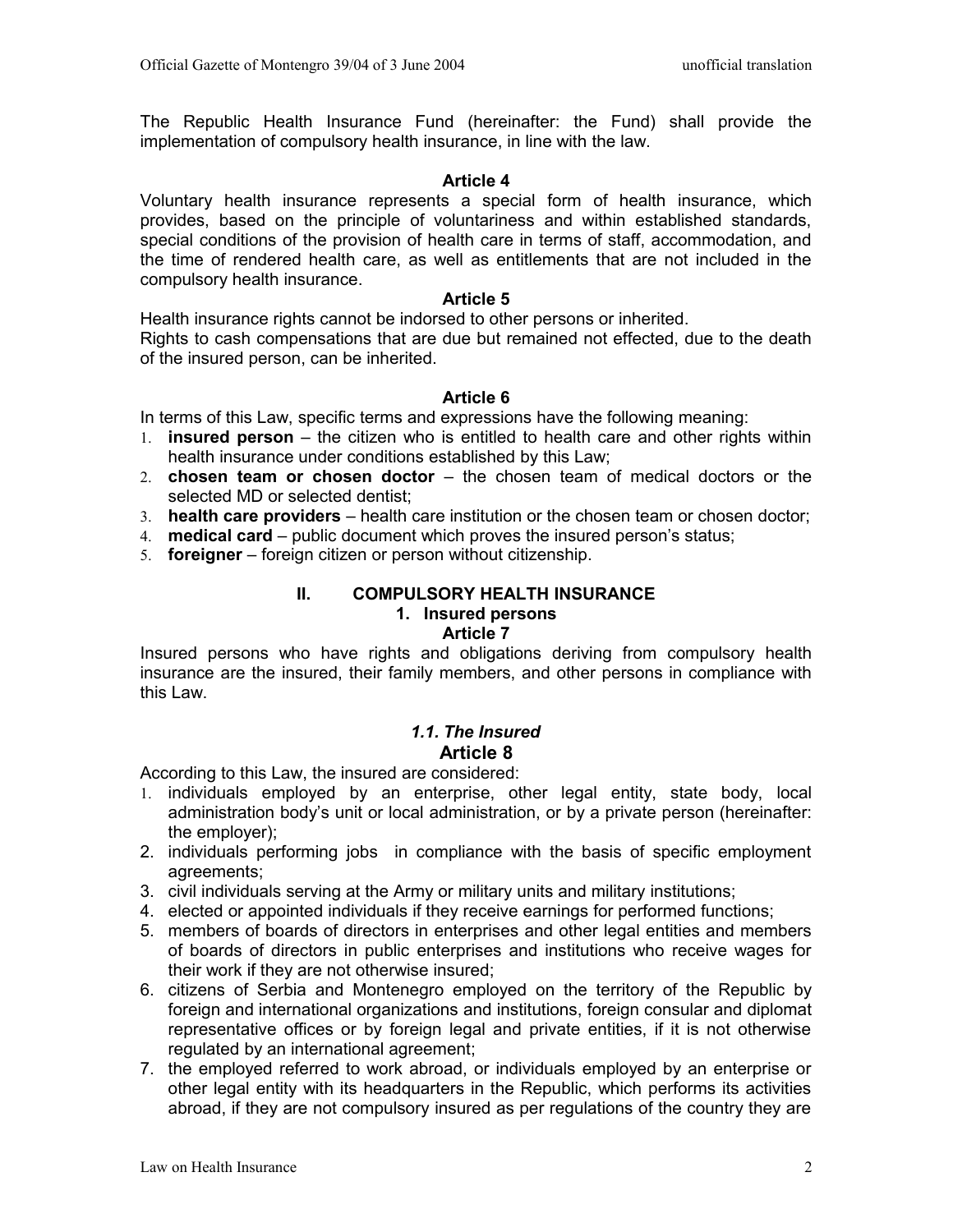The Republic Health Insurance Fund (hereinafter: the Fund) shall provide the implementation of compulsory health insurance, in line with the law.

### Article 4

Voluntary health insurance represents a special form of health insurance, which provides, based on the principle of voluntariness and within established standards, special conditions of the provision of health care in terms of staff, accommodation, and the time of rendered health care, as well as entitlements that are not included in the compulsory health insurance.

### Article 5

Health insurance rights cannot be indorsed to other persons or inherited.

Rights to cash compensations that are due but remained not effected, due to the death of the insured person, can be inherited.

### Article 6

In terms of this Law, specific terms and expressions have the following meaning:

1. **insured person** – the citizen who is entitled to health care and other rights within health insurance under conditions established by this Law;
2. **chosen team or chosen doctor** – the chosen team of medical doctors or the selected MD or selected dentist;
3. **health care providers** – health care institution or the chosen team or chosen doctor;
4. **medical card** – public document which proves the insured person's status;
5. **foreigner** – foreign citizen or person without citizenship.

## II. COMPULSORY HEALTH INSURANCE

### 1. Insured persons

### Article 7

Insured persons who have rights and obligations deriving from compulsory health insurance are the insured, their family members, and other persons in compliance with this Law.

### *1.1. The Insured*

### Article 8

According to this Law, the insured are considered:

1. individuals employed by an enterprise, other legal entity, state body, local administration body's unit or local administration, or by a private person (hereinafter: the employer);
2. individuals performing jobs in compliance with the basis of specific employment agreements;
3. civil individuals serving at the Army or military units and military institutions;
4. elected or appointed individuals if they receive earnings for performed functions;
5. members of boards of directors in enterprises and other legal entities and members of boards of directors in public enterprises and institutions who receive wages for their work if they are not otherwise insured;
6. citizens of Serbia and Montenegro employed on the territory of the Republic by foreign and international organizations and institutions, foreign consular and diplomat representative offices or by foreign legal and private entities, if it is not otherwise regulated by an international agreement;
7. the employed referred to work abroad, or individuals employed by an enterprise or other legal entity with its headquarters in the Republic, which performs its activities abroad, if they are not compulsory insured as per regulations of the country they are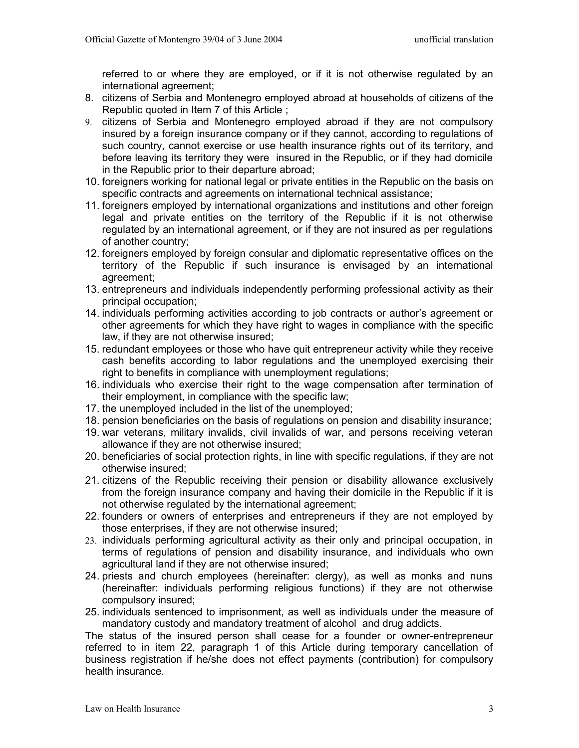referred to or where they are employed, or if it is not otherwise regulated by an international agreement;

8. citizens of Serbia and Montenegro employed abroad at households of citizens of the Republic quoted in Item 7 of this Article ;
9. citizens of Serbia and Montenegro employed abroad if they are not compulsory insured by a foreign insurance company or if they cannot, according to regulations of such country, cannot exercise or use health insurance rights out of its territory, and before leaving its territory they were insured in the Republic, or if they had domicile in the Republic prior to their departure abroad;
10. foreigners working for national legal or private entities in the Republic on the basis on specific contracts and agreements on international technical assistance;
11. foreigners employed by international organizations and institutions and other foreign legal and private entities on the territory of the Republic if it is not otherwise regulated by an international agreement, or if they are not insured as per regulations of another country;
12. foreigners employed by foreign consular and diplomatic representative offices on the territory of the Republic if such insurance is envisaged by an international agreement;
13. entrepreneurs and individuals independently performing professional activity as their principal occupation;
14. individuals performing activities according to job contracts or author's agreement or other agreements for which they have right to wages in compliance with the specific law, if they are not otherwise insured;
15. redundant employees or those who have quit entrepreneur activity while they receive cash benefits according to labor regulations and the unemployed exercising their right to benefits in compliance with unemployment regulations;
16. individuals who exercise their right to the wage compensation after termination of their employment, in compliance with the specific law;
17. the unemployed included in the list of the unemployed;
18. pension beneficiaries on the basis of regulations on pension and disability insurance;
19. war veterans, military invalids, civil invalids of war, and persons receiving veteran allowance if they are not otherwise insured;
20. beneficiaries of social protection rights, in line with specific regulations, if they are not otherwise insured;
21. citizens of the Republic receiving their pension or disability allowance exclusively from the foreign insurance company and having their domicile in the Republic if it is not otherwise regulated by the international agreement;
22. founders or owners of enterprises and entrepreneurs if they are not employed by those enterprises, if they are not otherwise insured;
23. individuals performing agricultural activity as their only and principal occupation, in terms of regulations of pension and disability insurance, and individuals who own agricultural land if they are not otherwise insured;
24. priests and church employees (hereinafter: clergy), as well as monks and nuns (hereinafter: individuals performing religious functions) if they are not otherwise compulsory insured;
25. individuals sentenced to imprisonment, as well as individuals under the measure of mandatory custody and mandatory treatment of alcohol and drug addicts.

The status of the insured person shall cease for a founder or owner-entrepreneur referred to in item 22, paragraph 1 of this Article during temporary cancellation of business registration if he/she does not effect payments (contribution) for compulsory health insurance.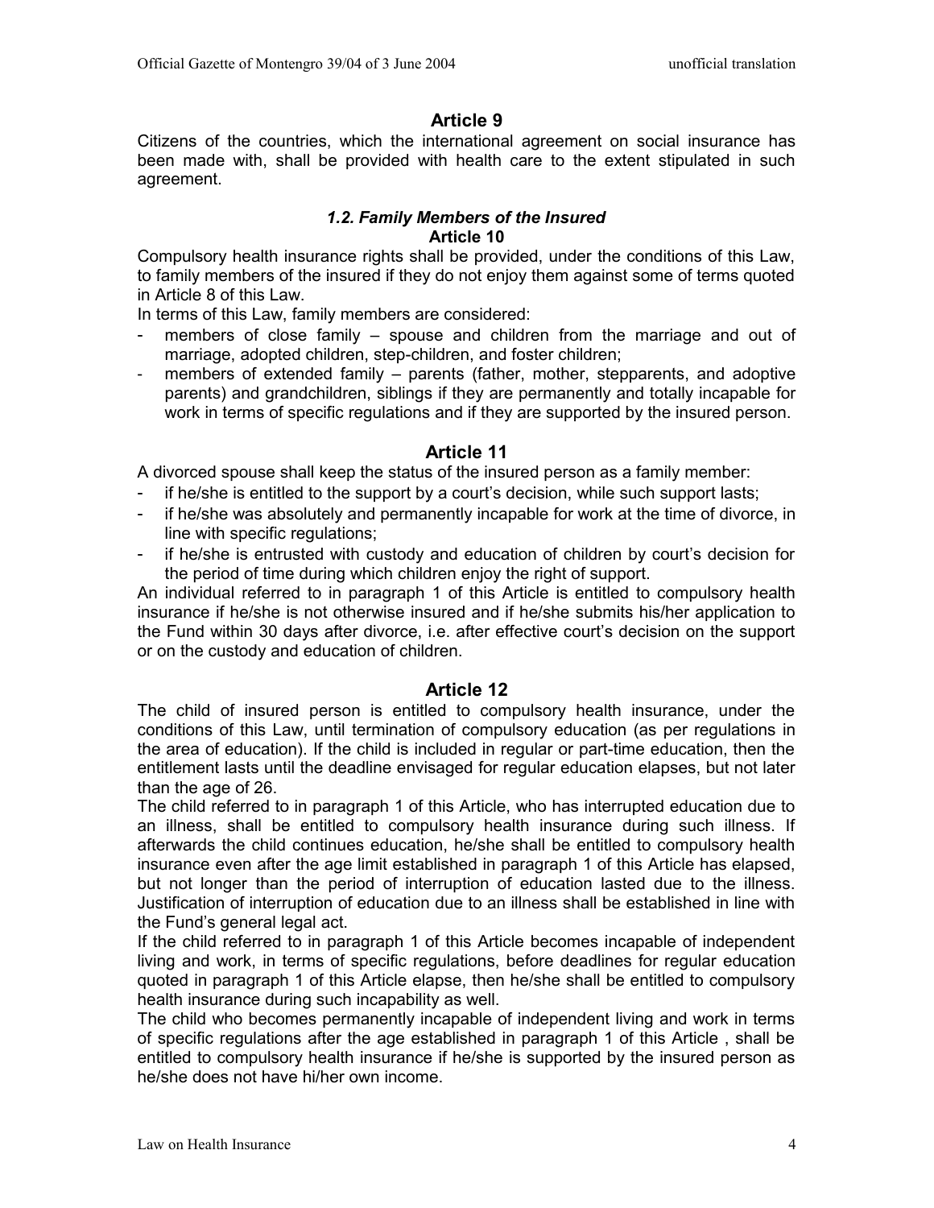## Article 9

Citizens of the countries, which the international agreement on social insurance has been made with, shall be provided with health care to the extent stipulated in such agreement.

### *1.2. Family Members of the Insured*

## Article 10

Compulsory health insurance rights shall be provided, under the conditions of this Law, to family members of the insured if they do not enjoy them against some of terms quoted in Article 8 of this Law.

In terms of this Law, family members are considered:

- members of close family – spouse and children from the marriage and out of marriage, adopted children, step-children, and foster children;
- members of extended family – parents (father, mother, stepparents, and adoptive parents) and grandchildren, siblings if they are permanently and totally incapable for work in terms of specific regulations and if they are supported by the insured person.

## Article 11

A divorced spouse shall keep the status of the insured person as a family member:

- if he/she is entitled to the support by a court's decision, while such support lasts;
- if he/she was absolutely and permanently incapable for work at the time of divorce, in line with specific regulations;
- if he/she is entrusted with custody and education of children by court's decision for the period of time during which children enjoy the right of support.

An individual referred to in paragraph 1 of this Article is entitled to compulsory health insurance if he/she is not otherwise insured and if he/she submits his/her application to the Fund within 30 days after divorce, i.e. after effective court's decision on the support or on the custody and education of children.

## Article 12

The child of insured person is entitled to compulsory health insurance, under the conditions of this Law, until termination of compulsory education (as per regulations in the area of education). If the child is included in regular or part-time education, then the entitlement lasts until the deadline envisaged for regular education elapses, but not later than the age of 26.

The child referred to in paragraph 1 of this Article, who has interrupted education due to an illness, shall be entitled to compulsory health insurance during such illness. If afterwards the child continues education, he/she shall be entitled to compulsory health insurance even after the age limit established in paragraph 1 of this Article has elapsed, but not longer than the period of interruption of education lasted due to the illness. Justification of interruption of education due to an illness shall be established in line with the Fund's general legal act.

If the child referred to in paragraph 1 of this Article becomes incapable of independent living and work, in terms of specific regulations, before deadlines for regular education quoted in paragraph 1 of this Article elapse, then he/she shall be entitled to compulsory health insurance during such incapability as well.

The child who becomes permanently incapable of independent living and work in terms of specific regulations after the age established in paragraph 1 of this Article , shall be entitled to compulsory health insurance if he/she is supported by the insured person as he/she does not have hi/her own income.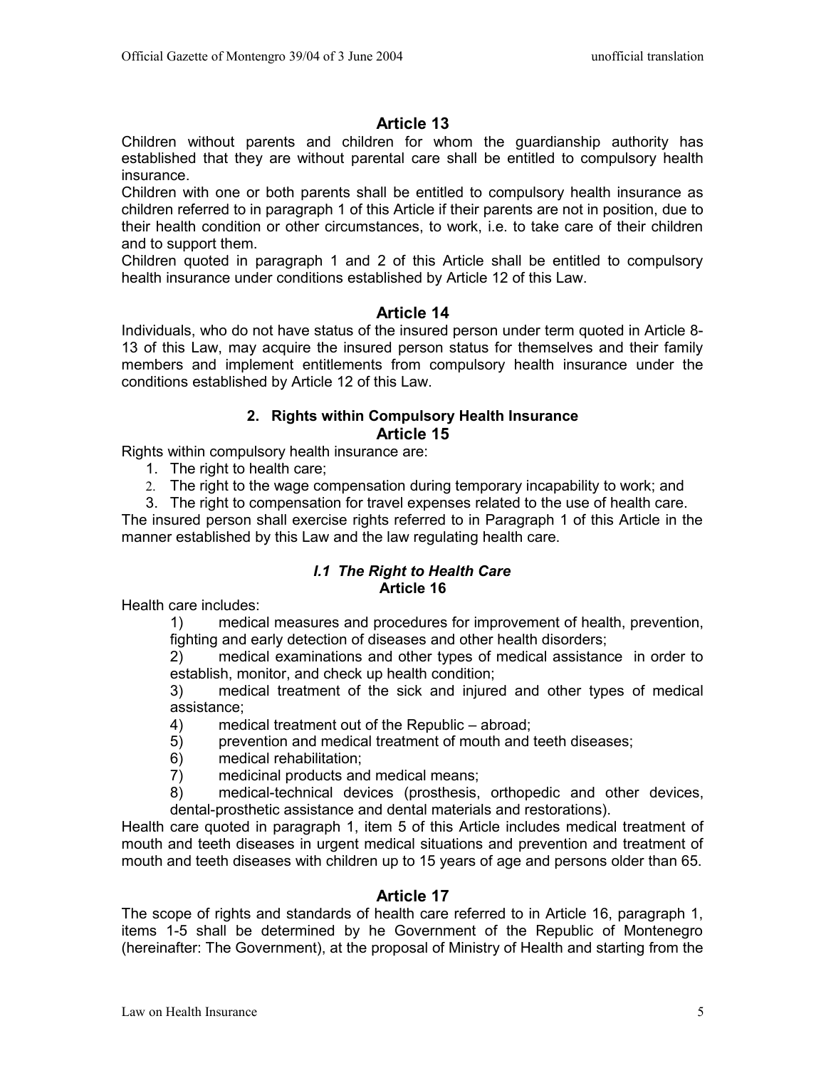### Article 13

Children without parents and children for whom the guardianship authority has established that they are without parental care shall be entitled to compulsory health insurance.

Children with one or both parents shall be entitled to compulsory health insurance as children referred to in paragraph 1 of this Article if their parents are not in position, due to their health condition or other circumstances, to work, i.e. to take care of their children and to support them.

Children quoted in paragraph 1 and 2 of this Article shall be entitled to compulsory health insurance under conditions established by Article 12 of this Law.

### Article 14

Individuals, who do not have status of the insured person under term quoted in Article 8-13 of this Law, may acquire the insured person status for themselves and their family members and implement entitlements from compulsory health insurance under the conditions established by Article 12 of this Law.

## 2. Rights within Compulsory Health Insurance

### Article 15

Rights within compulsory health insurance are:

1. The right to health care;
2. The right to the wage compensation during temporary incapability to work; and
3. The right to compensation for travel expenses related to the use of health care.

The insured person shall exercise rights referred to in Paragraph 1 of this Article in the manner established by this Law and the law regulating health care.

### *I.1 The Right to Health Care*

### Article 16

Health care includes:

1) medical measures and procedures for improvement of health, prevention, fighting and early detection of diseases and other health disorders;
2) medical examinations and other types of medical assistance in order to establish, monitor, and check up health condition;
3) medical treatment of the sick and injured and other types of medical assistance;
4) medical treatment out of the Republic – abroad;
5) prevention and medical treatment of mouth and teeth diseases;
6) medical rehabilitation;
7) medicinal products and medical means;
8) medical-technical devices (prosthesis, orthopedic and other devices, dental-prosthetic assistance and dental materials and restorations).

Health care quoted in paragraph 1, item 5 of this Article includes medical treatment of mouth and teeth diseases in urgent medical situations and prevention and treatment of mouth and teeth diseases with children up to 15 years of age and persons older than 65.

### Article 17

The scope of rights and standards of health care referred to in Article 16, paragraph 1, items 1-5 shall be determined by he Government of the Republic of Montenegro (hereinafter: The Government), at the proposal of Ministry of Health and starting from the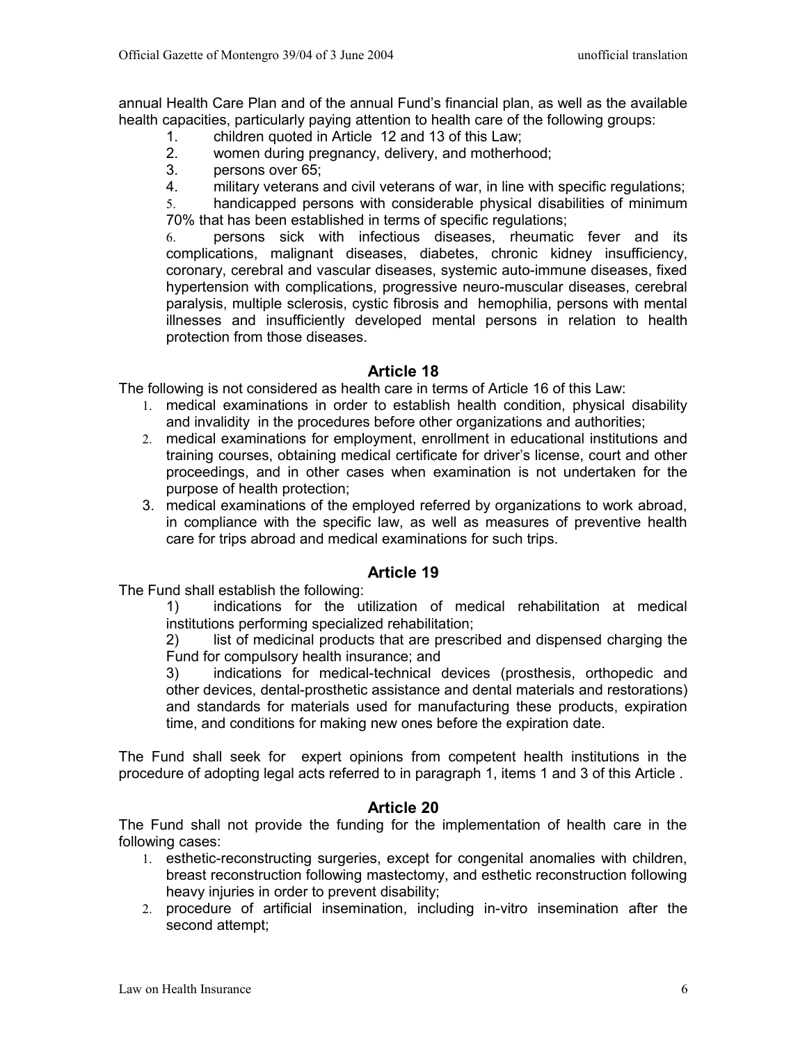annual Health Care Plan and of the annual Fund's financial plan, as well as the available health capacities, particularly paying attention to health care of the following groups:

1. children quoted in Article 12 and 13 of this Law;
2. women during pregnancy, delivery, and motherhood;
3. persons over 65;
4. military veterans and civil veterans of war, in line with specific regulations;
5. handicapped persons with considerable physical disabilities of minimum 70% that has been established in terms of specific regulations;
6. persons sick with infectious diseases, rheumatic fever and its complications, malignant diseases, diabetes, chronic kidney insufficiency, coronary, cerebral and vascular diseases, systemic auto-immune diseases, fixed hypertension with complications, progressive neuro-muscular diseases, cerebral paralysis, multiple sclerosis, cystic fibrosis and hemophilia, persons with mental illnesses and insufficiently developed mental persons in relation to health protection from those diseases.

### Article 18

The following is not considered as health care in terms of Article 16 of this Law:

1. medical examinations in order to establish health condition, physical disability and invalidity in the procedures before other organizations and authorities;
2. medical examinations for employment, enrollment in educational institutions and training courses, obtaining medical certificate for driver's license, court and other proceedings, and in other cases when examination is not undertaken for the purpose of health protection;
3. medical examinations of the employed referred by organizations to work abroad, in compliance with the specific law, as well as measures of preventive health care for trips abroad and medical examinations for such trips.

### Article 19

The Fund shall establish the following:

1) indications for the utilization of medical rehabilitation at medical institutions performing specialized rehabilitation;

2) list of medicinal products that are prescribed and dispensed charging the Fund for compulsory health insurance; and

3) indications for medical-technical devices (prosthesis, orthopedic and other devices, dental-prosthetic assistance and dental materials and restorations) and standards for materials used for manufacturing these products, expiration time, and conditions for making new ones before the expiration date.

The Fund shall seek for expert opinions from competent health institutions in the procedure of adopting legal acts referred to in paragraph 1, items 1 and 3 of this Article .

### Article 20

The Fund shall not provide the funding for the implementation of health care in the following cases:

1. esthetic-reconstructing surgeries, except for congenital anomalies with children, breast reconstruction following mastectomy, and esthetic reconstruction following heavy injuries in order to prevent disability;
2. procedure of artificial insemination, including in-vitro insemination after the second attempt;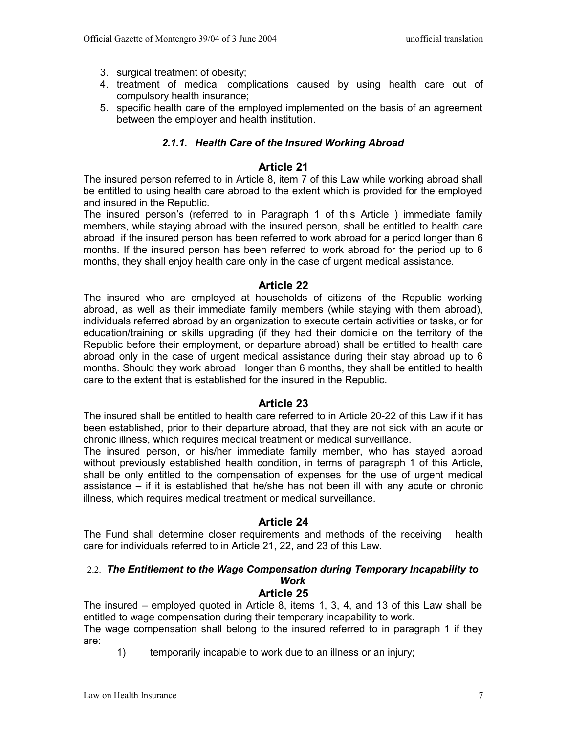3. surgical treatment of obesity;
4. treatment of medical complications caused by using health care out of compulsory health insurance;
5. specific health care of the employed implemented on the basis of an agreement between the employer and health institution.

### *2.1.1. Health Care of the Insured Working Abroad*

## Article 21

The insured person referred to in Article 8, item 7 of this Law while working abroad shall be entitled to using health care abroad to the extent which is provided for the employed and insured in the Republic.

The insured person's (referred to in Paragraph 1 of this Article ) immediate family members, while staying abroad with the insured person, shall be entitled to health care abroad if the insured person has been referred to work abroad for a period longer than 6 months. If the insured person has been referred to work abroad for the period up to 6 months, they shall enjoy health care only in the case of urgent medical assistance.

## Article 22

The insured who are employed at households of citizens of the Republic working abroad, as well as their immediate family members (while staying with them abroad), individuals referred abroad by an organization to execute certain activities or tasks, or for education/training or skills upgrading (if they had their domicile on the territory of the Republic before their employment, or departure abroad) shall be entitled to health care abroad only in the case of urgent medical assistance during their stay abroad up to 6 months. Should they work abroad longer than 6 months, they shall be entitled to health care to the extent that is established for the insured in the Republic.

## Article 23

The insured shall be entitled to health care referred to in Article 20-22 of this Law if it has been established, prior to their departure abroad, that they are not sick with an acute or chronic illness, which requires medical treatment or medical surveillance.

The insured person, or his/her immediate family member, who has stayed abroad without previously established health condition, in terms of paragraph 1 of this Article, shall be only entitled to the compensation of expenses for the use of urgent medical assistance – if it is established that he/she has not been ill with any acute or chronic illness, which requires medical treatment or medical surveillance.

## Article 24

The Fund shall determine closer requirements and methods of the receiving health care for individuals referred to in Article 21, 22, and 23 of this Law.

### 2.2. *The Entitlement to the Wage Compensation during Temporary Incapability to Work*

## Article 25

The insured – employed quoted in Article 8, items 1, 3, 4, and 13 of this Law shall be entitled to wage compensation during their temporary incapability to work.

The wage compensation shall belong to the insured referred to in paragraph 1 if they are:

1) temporarily incapable to work due to an illness or an injury;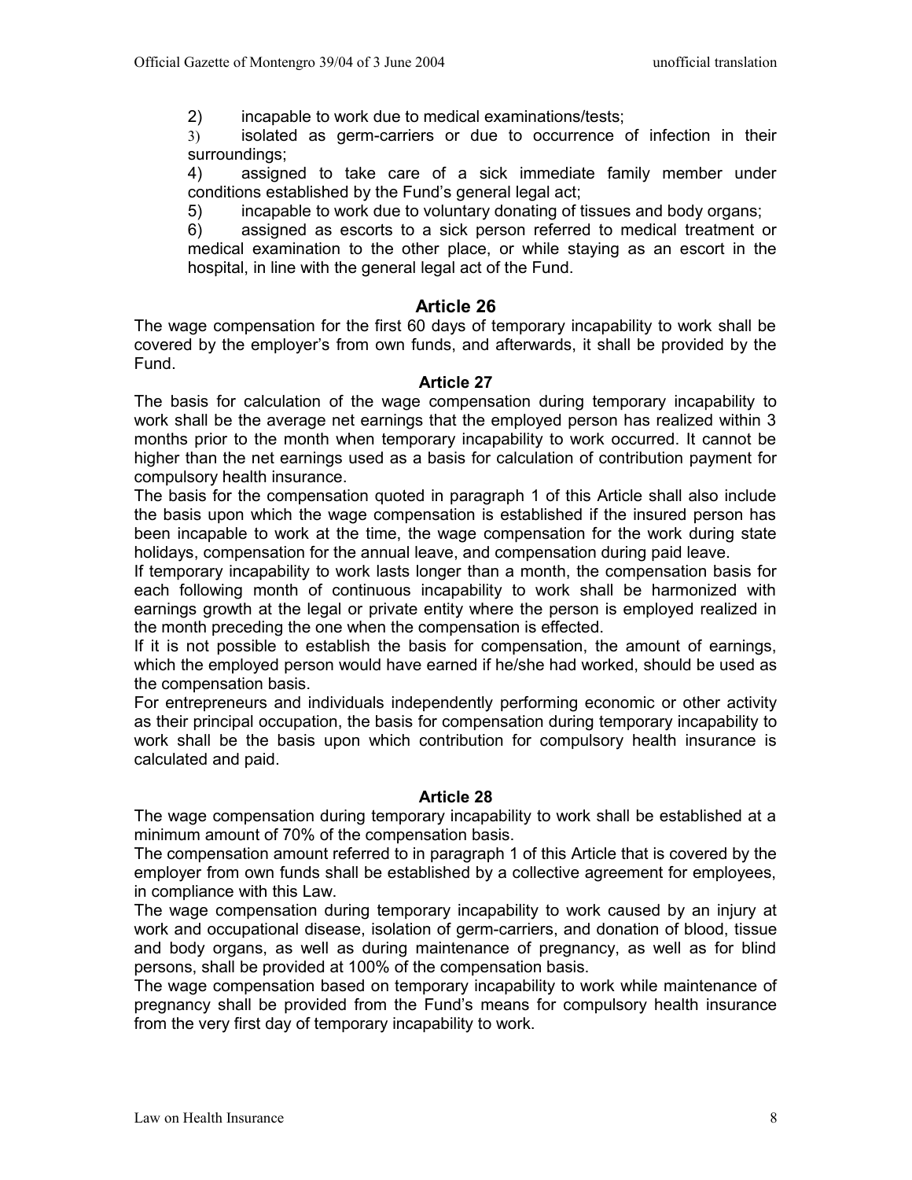2) incapable to work due to medical examinations/tests;

3) isolated as germ-carriers or due to occurrence of infection in their surroundings;

4) assigned to take care of a sick immediate family member under conditions established by the Fund's general legal act;

5) incapable to work due to voluntary donating of tissues and body organs;

6) assigned as escorts to a sick person referred to medical treatment or medical examination to the other place, or while staying as an escort in the hospital, in line with the general legal act of the Fund.

## Article 26

The wage compensation for the first 60 days of temporary incapability to work shall be covered by the employer's from own funds, and afterwards, it shall be provided by the Fund.

### Article 27

The basis for calculation of the wage compensation during temporary incapability to work shall be the average net earnings that the employed person has realized within 3 months prior to the month when temporary incapability to work occurred. It cannot be higher than the net earnings used as a basis for calculation of contribution payment for compulsory health insurance.

The basis for the compensation quoted in paragraph 1 of this Article shall also include the basis upon which the wage compensation is established if the insured person has been incapable to work at the time, the wage compensation for the work during state holidays, compensation for the annual leave, and compensation during paid leave.

If temporary incapability to work lasts longer than a month, the compensation basis for each following month of continuous incapability to work shall be harmonized with earnings growth at the legal or private entity where the person is employed realized in the month preceding the one when the compensation is effected.

If it is not possible to establish the basis for compensation, the amount of earnings, which the employed person would have earned if he/she had worked, should be used as the compensation basis.

For entrepreneurs and individuals independently performing economic or other activity as their principal occupation, the basis for compensation during temporary incapability to work shall be the basis upon which contribution for compulsory health insurance is calculated and paid.

### Article 28

The wage compensation during temporary incapability to work shall be established at a minimum amount of 70% of the compensation basis.

The compensation amount referred to in paragraph 1 of this Article that is covered by the employer from own funds shall be established by a collective agreement for employees, in compliance with this Law.

The wage compensation during temporary incapability to work caused by an injury at work and occupational disease, isolation of germ-carriers, and donation of blood, tissue and body organs, as well as during maintenance of pregnancy, as well as for blind persons, shall be provided at 100% of the compensation basis.

The wage compensation based on temporary incapability to work while maintenance of pregnancy shall be provided from the Fund's means for compulsory health insurance from the very first day of temporary incapability to work.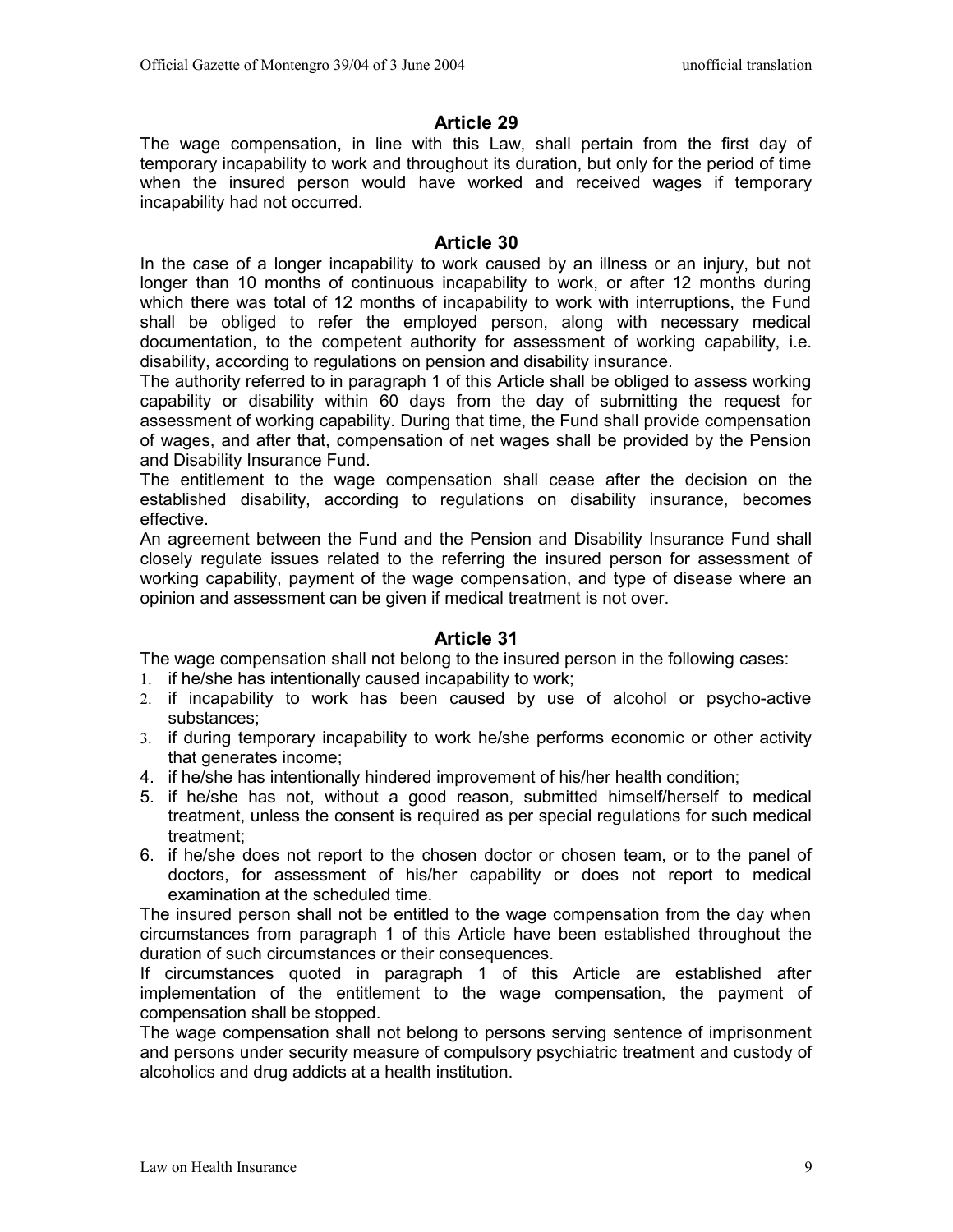### Article 29

The wage compensation, in line with this Law, shall pertain from the first day of temporary incapability to work and throughout its duration, but only for the period of time when the insured person would have worked and received wages if temporary incapability had not occurred.

### Article 30

In the case of a longer incapability to work caused by an illness or an injury, but not longer than 10 months of continuous incapability to work, or after 12 months during which there was total of 12 months of incapability to work with interruptions, the Fund shall be obliged to refer the employed person, along with necessary medical documentation, to the competent authority for assessment of working capability, i.e. disability, according to regulations on pension and disability insurance.

The authority referred to in paragraph 1 of this Article shall be obliged to assess working capability or disability within 60 days from the day of submitting the request for assessment of working capability. During that time, the Fund shall provide compensation of wages, and after that, compensation of net wages shall be provided by the Pension and Disability Insurance Fund.

The entitlement to the wage compensation shall cease after the decision on the established disability, according to regulations on disability insurance, becomes effective.

An agreement between the Fund and the Pension and Disability Insurance Fund shall closely regulate issues related to the referring the insured person for assessment of working capability, payment of the wage compensation, and type of disease where an opinion and assessment can be given if medical treatment is not over.

### Article 31

The wage compensation shall not belong to the insured person in the following cases:

1. if he/she has intentionally caused incapability to work;
2. if incapability to work has been caused by use of alcohol or psycho-active substances;
3. if during temporary incapability to work he/she performs economic or other activity that generates income;
4. if he/she has intentionally hindered improvement of his/her health condition;
5. if he/she has not, without a good reason, submitted himself/herself to medical treatment, unless the consent is required as per special regulations for such medical treatment;
6. if he/she does not report to the chosen doctor or chosen team, or to the panel of doctors, for assessment of his/her capability or does not report to medical examination at the scheduled time.

The insured person shall not be entitled to the wage compensation from the day when circumstances from paragraph 1 of this Article have been established throughout the duration of such circumstances or their consequences.

If circumstances quoted in paragraph 1 of this Article are established after implementation of the entitlement to the wage compensation, the payment of compensation shall be stopped.

The wage compensation shall not belong to persons serving sentence of imprisonment and persons under security measure of compulsory psychiatric treatment and custody of alcoholics and drug addicts at a health institution.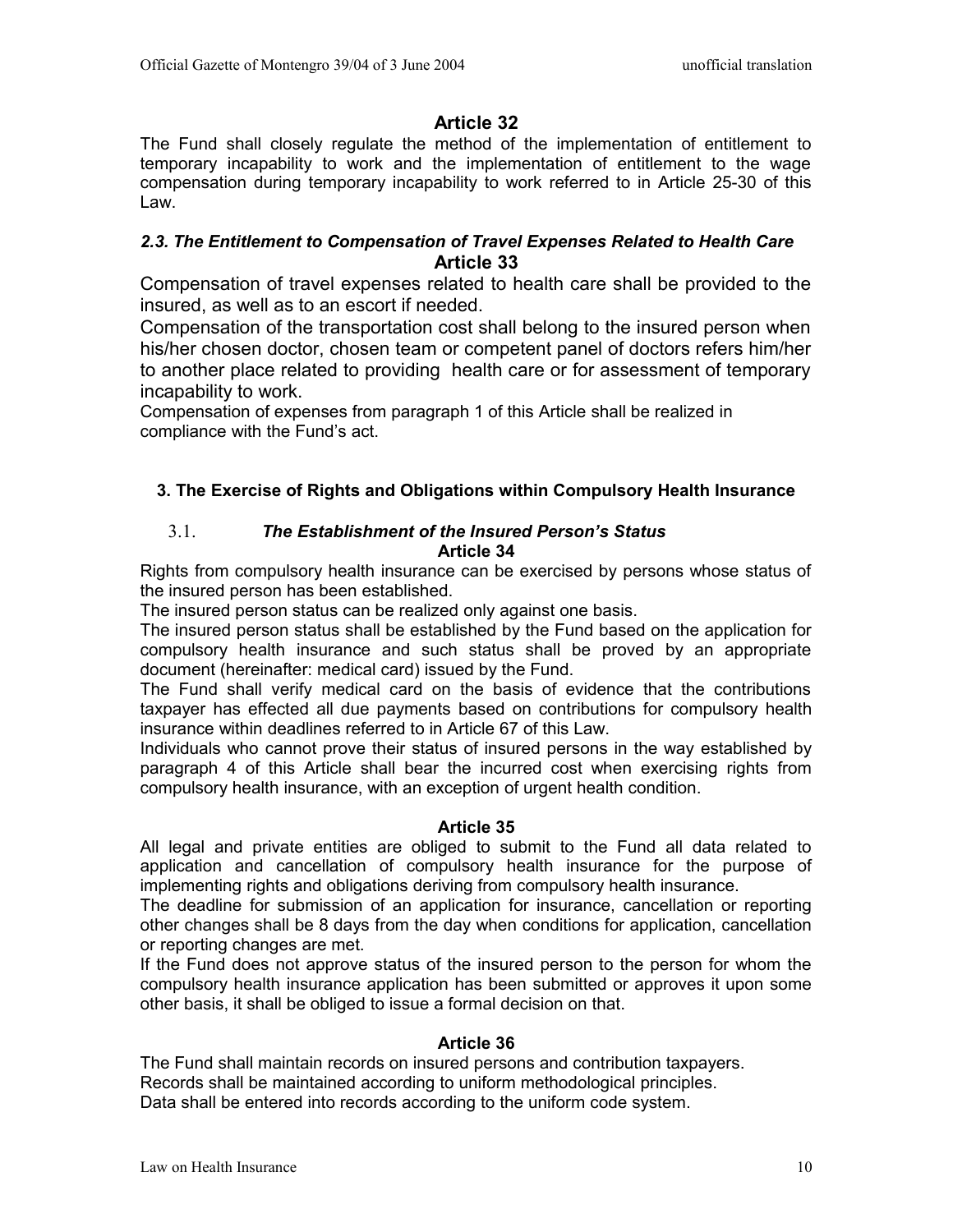### Article 32

The Fund shall closely regulate the method of the implementation of entitlement to temporary incapability to work and the implementation of entitlement to the wage compensation during temporary incapability to work referred to in Article 25-30 of this Law.

### *2.3. The Entitlement to Compensation of Travel Expenses Related to Health Care*

### Article 33

Compensation of travel expenses related to health care shall be provided to the insured, as well as to an escort if needed.

Compensation of the transportation cost shall belong to the insured person when his/her chosen doctor, chosen team or competent panel of doctors refers him/her to another place related to providing health care or for assessment of temporary incapability to work.

Compensation of expenses from paragraph 1 of this Article shall be realized in compliance with the Fund's act.

## 3. The Exercise of Rights and Obligations within Compulsory Health Insurance

### 3.1. *The Establishment of the Insured Person's Status*

### Article 34

Rights from compulsory health insurance can be exercised by persons whose status of the insured person has been established.

The insured person status can be realized only against one basis.

The insured person status shall be established by the Fund based on the application for compulsory health insurance and such status shall be proved by an appropriate document (hereinafter: medical card) issued by the Fund.

The Fund shall verify medical card on the basis of evidence that the contributions taxpayer has effected all due payments based on contributions for compulsory health insurance within deadlines referred to in Article 67 of this Law.

Individuals who cannot prove their status of insured persons in the way established by paragraph 4 of this Article shall bear the incurred cost when exercising rights from compulsory health insurance, with an exception of urgent health condition.

### Article 35

All legal and private entities are obliged to submit to the Fund all data related to application and cancellation of compulsory health insurance for the purpose of implementing rights and obligations deriving from compulsory health insurance.

The deadline for submission of an application for insurance, cancellation or reporting other changes shall be 8 days from the day when conditions for application, cancellation or reporting changes are met.

If the Fund does not approve status of the insured person to the person for whom the compulsory health insurance application has been submitted or approves it upon some other basis, it shall be obliged to issue a formal decision on that.

### Article 36

The Fund shall maintain records on insured persons and contribution taxpayers.

Records shall be maintained according to uniform methodological principles.

Data shall be entered into records according to the uniform code system.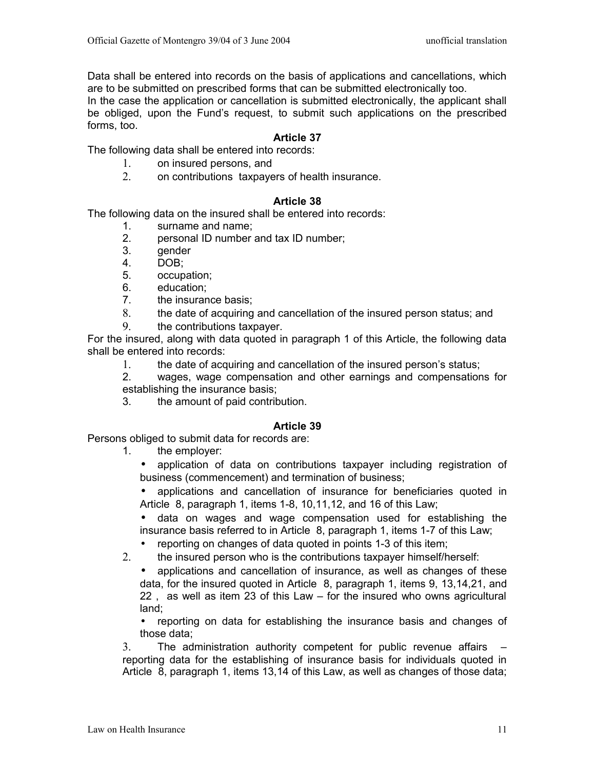Data shall be entered into records on the basis of applications and cancellations, which are to be submitted on prescribed forms that can be submitted electronically too.
In the case the application or cancellation is submitted electronically, the applicant shall be obliged, upon the Fund's request, to submit such applications on the prescribed forms, too.

### Article 37

The following data shall be entered into records:

1. on insured persons, and
2. on contributions taxpayers of health insurance.

### Article 38

The following data on the insured shall be entered into records:

1. surname and name;
2. personal ID number and tax ID number;
3. gender
4. DOB;
5. occupation;
6. education;
7. the insurance basis;
8. the date of acquiring and cancellation of the insured person status; and
9. the contributions taxpayer.

For the insured, along with data quoted in paragraph 1 of this Article, the following data shall be entered into records:

1. the date of acquiring and cancellation of the insured person's status;
2. wages, wage compensation and other earnings and compensations for establishing the insurance basis;
3. the amount of paid contribution.

### Article 39

Persons obliged to submit data for records are:

1. the employer:
   - application of data on contributions taxpayer including registration of business (commencement) and termination of business;
   - applications and cancellation of insurance for beneficiaries quoted in Article 8, paragraph 1, items 1-8, 10,11,12, and 16 of this Law;
   - data on wages and wage compensation used for establishing the insurance basis referred to in Article 8, paragraph 1, items 1-7 of this Law;
   - reporting on changes of data quoted in points 1-3 of this item;
2. the insured person who is the contributions taxpayer himself/herself:
   - applications and cancellation of insurance, as well as changes of these data, for the insured quoted in Article 8, paragraph 1, items 9, 13,14,21, and 22 , as well as item 23 of this Law – for the insured who owns agricultural land;
   - reporting on data for establishing the insurance basis and changes of those data;
3. The administration authority competent for public revenue affairs – reporting data for the establishing of insurance basis for individuals quoted in Article 8, paragraph 1, items 13,14 of this Law, as well as changes of those data;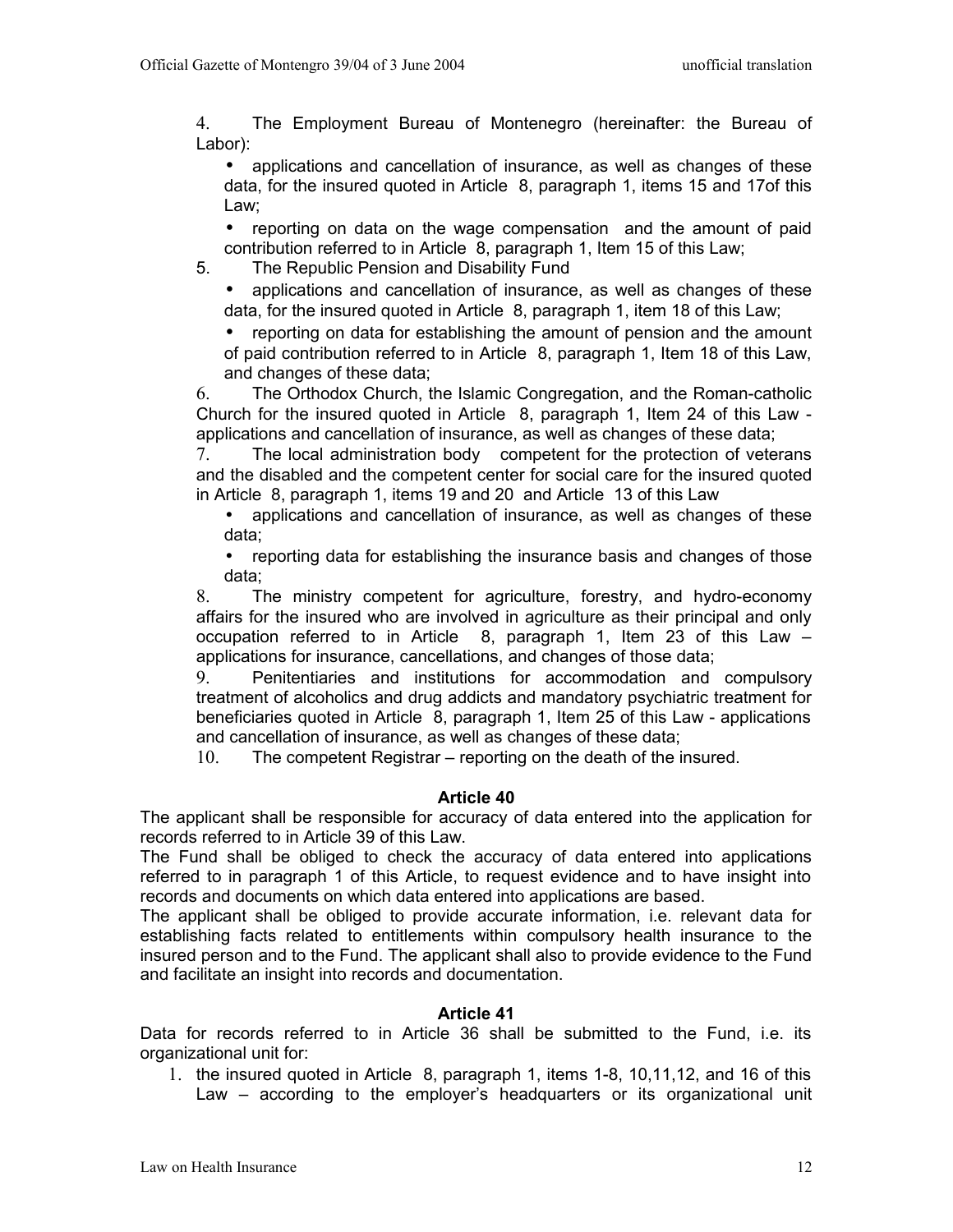4. The Employment Bureau of Montenegro (hereinafter: the Bureau of Labor):
   - applications and cancellation of insurance, as well as changes of these data, for the insured quoted in Article 8, paragraph 1, items 15 and 17of this Law;
   - reporting on data on the wage compensation and the amount of paid contribution referred to in Article 8, paragraph 1, Item 15 of this Law;
5. The Republic Pension and Disability Fund
   - applications and cancellation of insurance, as well as changes of these data, for the insured quoted in Article 8, paragraph 1, item 18 of this Law;
   - reporting on data for establishing the amount of pension and the amount of paid contribution referred to in Article 8, paragraph 1, Item 18 of this Law, and changes of these data;
6. The Orthodox Church, the Islamic Congregation, and the Roman-catholic Church for the insured quoted in Article 8, paragraph 1, Item 24 of this Law - applications and cancellation of insurance, as well as changes of these data;
7. The local administration body competent for the protection of veterans and the disabled and the competent center for social care for the insured quoted in Article 8, paragraph 1, items 19 and 20 and Article 13 of this Law
   - applications and cancellation of insurance, as well as changes of these data;
   - reporting data for establishing the insurance basis and changes of those data;
8. The ministry competent for agriculture, forestry, and hydro-economy affairs for the insured who are involved in agriculture as their principal and only occupation referred to in Article 8, paragraph 1, Item 23 of this Law – applications for insurance, cancellations, and changes of those data;
9. Penitentiaries and institutions for accommodation and compulsory treatment of alcoholics and drug addicts and mandatory psychiatric treatment for beneficiaries quoted in Article 8, paragraph 1, Item 25 of this Law - applications and cancellation of insurance, as well as changes of these data;
10. The competent Registrar – reporting on the death of the insured.

**Article 40**

The applicant shall be responsible for accuracy of data entered into the application for records referred to in Article 39 of this Law.

The Fund shall be obliged to check the accuracy of data entered into applications referred to in paragraph 1 of this Article, to request evidence and to have insight into records and documents on which data entered into applications are based.

The applicant shall be obliged to provide accurate information, i.e. relevant data for establishing facts related to entitlements within compulsory health insurance to the insured person and to the Fund. The applicant shall also to provide evidence to the Fund and facilitate an insight into records and documentation.

**Article 41**

Data for records referred to in Article 36 shall be submitted to the Fund, i.e. its organizational unit for:

1. the insured quoted in Article 8, paragraph 1, items 1-8, 10,11,12, and 16 of this Law – according to the employer's headquarters or its organizational unit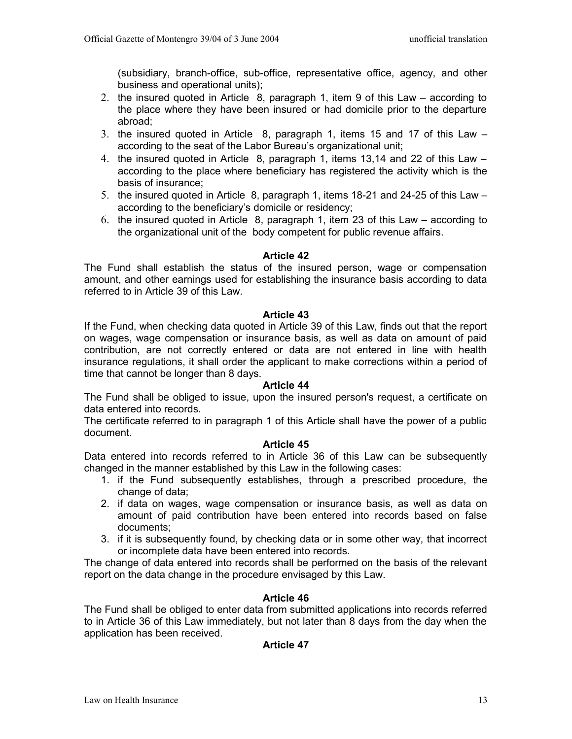(subsidiary, branch-office, sub-office, representative office, agency, and other business and operational units);

2. the insured quoted in Article 8, paragraph 1, item 9 of this Law – according to the place where they have been insured or had domicile prior to the departure abroad;
3. the insured quoted in Article 8, paragraph 1, items 15 and 17 of this Law – according to the seat of the Labor Bureau's organizational unit;
4. the insured quoted in Article 8, paragraph 1, items 13,14 and 22 of this Law – according to the place where beneficiary has registered the activity which is the basis of insurance;
5. the insured quoted in Article 8, paragraph 1, items 18-21 and 24-25 of this Law – according to the beneficiary's domicile or residency;
6. the insured quoted in Article 8, paragraph 1, item 23 of this Law – according to the organizational unit of the body competent for public revenue affairs.

**Article 42**

The Fund shall establish the status of the insured person, wage or compensation amount, and other earnings used for establishing the insurance basis according to data referred to in Article 39 of this Law.

**Article 43**

If the Fund, when checking data quoted in Article 39 of this Law, finds out that the report on wages, wage compensation or insurance basis, as well as data on amount of paid contribution, are not correctly entered or data are not entered in line with health insurance regulations, it shall order the applicant to make corrections within a period of time that cannot be longer than 8 days.

**Article 44**

The Fund shall be obliged to issue, upon the insured person's request, a certificate on data entered into records.

The certificate referred to in paragraph 1 of this Article shall have the power of a public document.

**Article 45**

Data entered into records referred to in Article 36 of this Law can be subsequently changed in the manner established by this Law in the following cases:

1. if the Fund subsequently establishes, through a prescribed procedure, the change of data;
2. if data on wages, wage compensation or insurance basis, as well as data on amount of paid contribution have been entered into records based on false documents;
3. if it is subsequently found, by checking data or in some other way, that incorrect or incomplete data have been entered into records.

The change of data entered into records shall be performed on the basis of the relevant report on the data change in the procedure envisaged by this Law.

**Article 46**

The Fund shall be obliged to enter data from submitted applications into records referred to in Article 36 of this Law immediately, but not later than 8 days from the day when the application has been received.

**Article 47**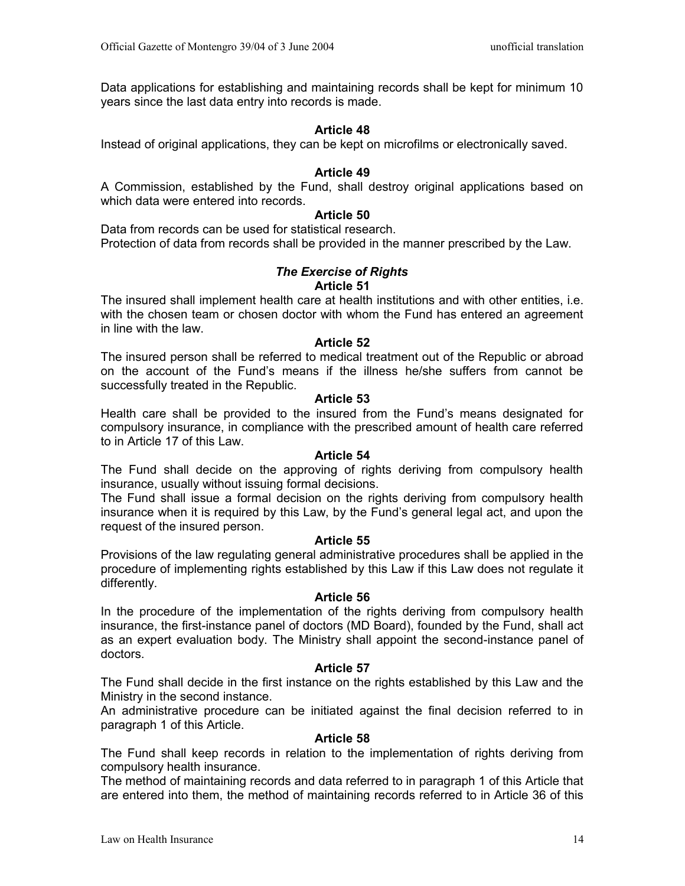Data applications for establishing and maintaining records shall be kept for minimum 10 years since the last data entry into records is made.

**Article 48**

Instead of original applications, they can be kept on microfilms or electronically saved.

**Article 49**

A Commission, established by the Fund, shall destroy original applications based on which data were entered into records.

**Article 50**

Data from records can be used for statistical research.

Protection of data from records shall be provided in the manner prescribed by the Law.

***The Exercise of Rights***

**Article 51**

The insured shall implement health care at health institutions and with other entities, i.e. with the chosen team or chosen doctor with whom the Fund has entered an agreement in line with the law.

**Article 52**

The insured person shall be referred to medical treatment out of the Republic or abroad on the account of the Fund's means if the illness he/she suffers from cannot be successfully treated in the Republic.

**Article 53**

Health care shall be provided to the insured from the Fund's means designated for compulsory insurance, in compliance with the prescribed amount of health care referred to in Article 17 of this Law.

**Article 54**

The Fund shall decide on the approving of rights deriving from compulsory health insurance, usually without issuing formal decisions.

The Fund shall issue a formal decision on the rights deriving from compulsory health insurance when it is required by this Law, by the Fund's general legal act, and upon the request of the insured person.

**Article 55**

Provisions of the law regulating general administrative procedures shall be applied in the procedure of implementing rights established by this Law if this Law does not regulate it differently.

**Article 56**

In the procedure of the implementation of the rights deriving from compulsory health insurance, the first-instance panel of doctors (MD Board), founded by the Fund, shall act as an expert evaluation body. The Ministry shall appoint the second-instance panel of doctors.

**Article 57**

The Fund shall decide in the first instance on the rights established by this Law and the Ministry in the second instance.

An administrative procedure can be initiated against the final decision referred to in paragraph 1 of this Article.

**Article 58**

The Fund shall keep records in relation to the implementation of rights deriving from compulsory health insurance.

The method of maintaining records and data referred to in paragraph 1 of this Article that are entered into them, the method of maintaining records referred to in Article 36 of this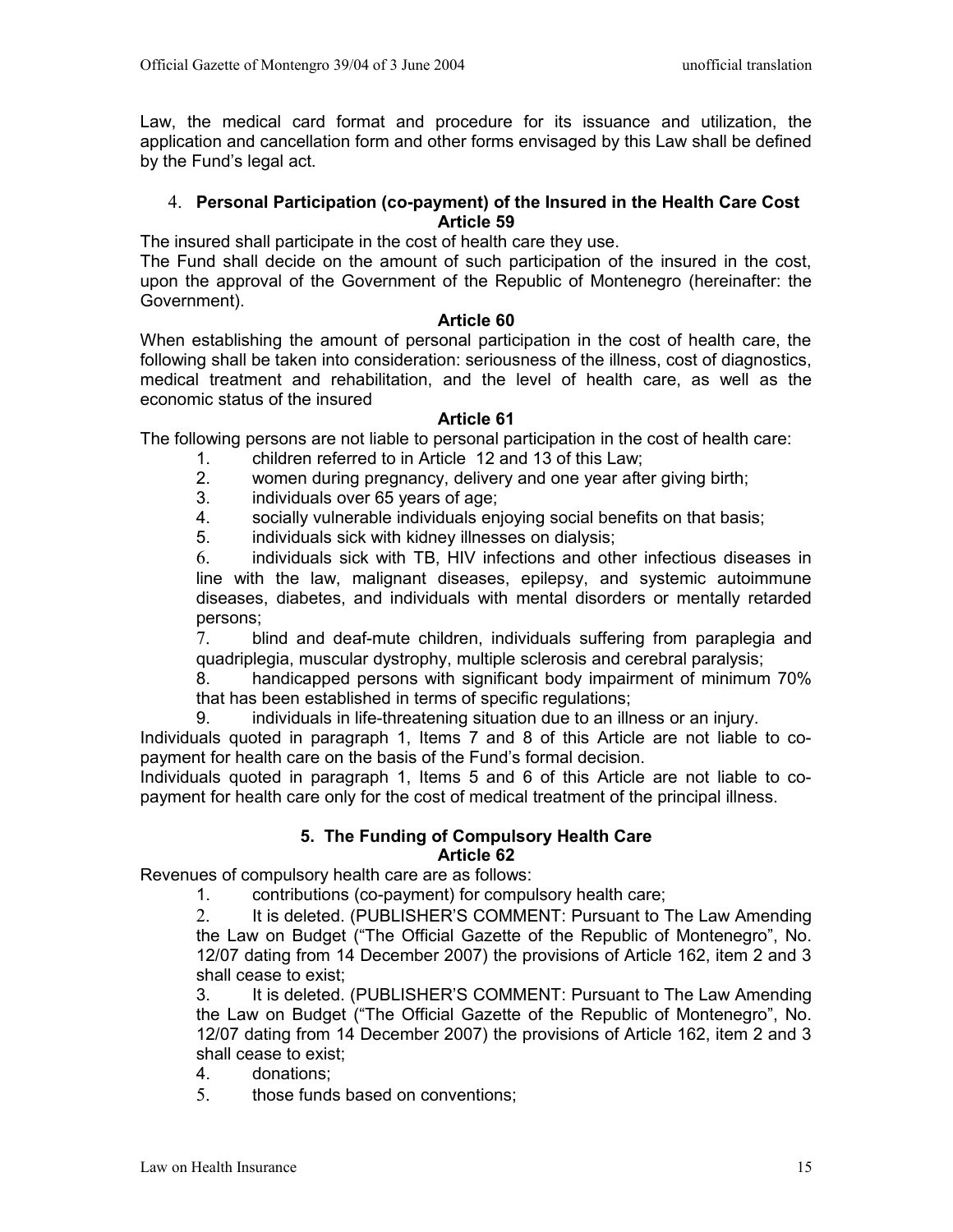Law, the medical card format and procedure for its issuance and utilization, the application and cancellation form and other forms envisaged by this Law shall be defined by the Fund's legal act.

### 4. Personal Participation (co-payment) of the Insured in the Health Care Cost

**Article 59**

The insured shall participate in the cost of health care they use.

The Fund shall decide on the amount of such participation of the insured in the cost, upon the approval of the Government of the Republic of Montenegro (hereinafter: the Government).

**Article 60**

When establishing the amount of personal participation in the cost of health care, the following shall be taken into consideration: seriousness of the illness, cost of diagnostics, medical treatment and rehabilitation, and the level of health care, as well as the economic status of the insured

**Article 61**

The following persons are not liable to personal participation in the cost of health care:

1. children referred to in Article 12 and 13 of this Law;
2. women during pregnancy, delivery and one year after giving birth;
3. individuals over 65 years of age;
4. socially vulnerable individuals enjoying social benefits on that basis;
5. individuals sick with kidney illnesses on dialysis;
6. individuals sick with TB, HIV infections and other infectious diseases in line with the law, malignant diseases, epilepsy, and systemic autoimmune diseases, diabetes, and individuals with mental disorders or mentally retarded persons;
7. blind and deaf-mute children, individuals suffering from paraplegia and quadriplegia, muscular dystrophy, multiple sclerosis and cerebral paralysis;
8. handicapped persons with significant body impairment of minimum 70% that has been established in terms of specific regulations;
9. individuals in life-threatening situation due to an illness or an injury.

Individuals quoted in paragraph 1, Items 7 and 8 of this Article are not liable to co-payment for health care on the basis of the Fund's formal decision.

Individuals quoted in paragraph 1, Items 5 and 6 of this Article are not liable to co-payment for health care only for the cost of medical treatment of the principal illness.

### 5. The Funding of Compulsory Health Care

**Article 62**

Revenues of compulsory health care are as follows:

1. contributions (co-payment) for compulsory health care;
2. It is deleted. (PUBLISHER'S COMMENT: Pursuant to The Law Amending the Law on Budget ("The Official Gazette of the Republic of Montenegro", No. 12/07 dating from 14 December 2007) the provisions of Article 162, item 2 and 3 shall cease to exist;
3. It is deleted. (PUBLISHER'S COMMENT: Pursuant to The Law Amending the Law on Budget ("The Official Gazette of the Republic of Montenegro", No. 12/07 dating from 14 December 2007) the provisions of Article 162, item 2 and 3 shall cease to exist;
4. donations;
5. those funds based on conventions;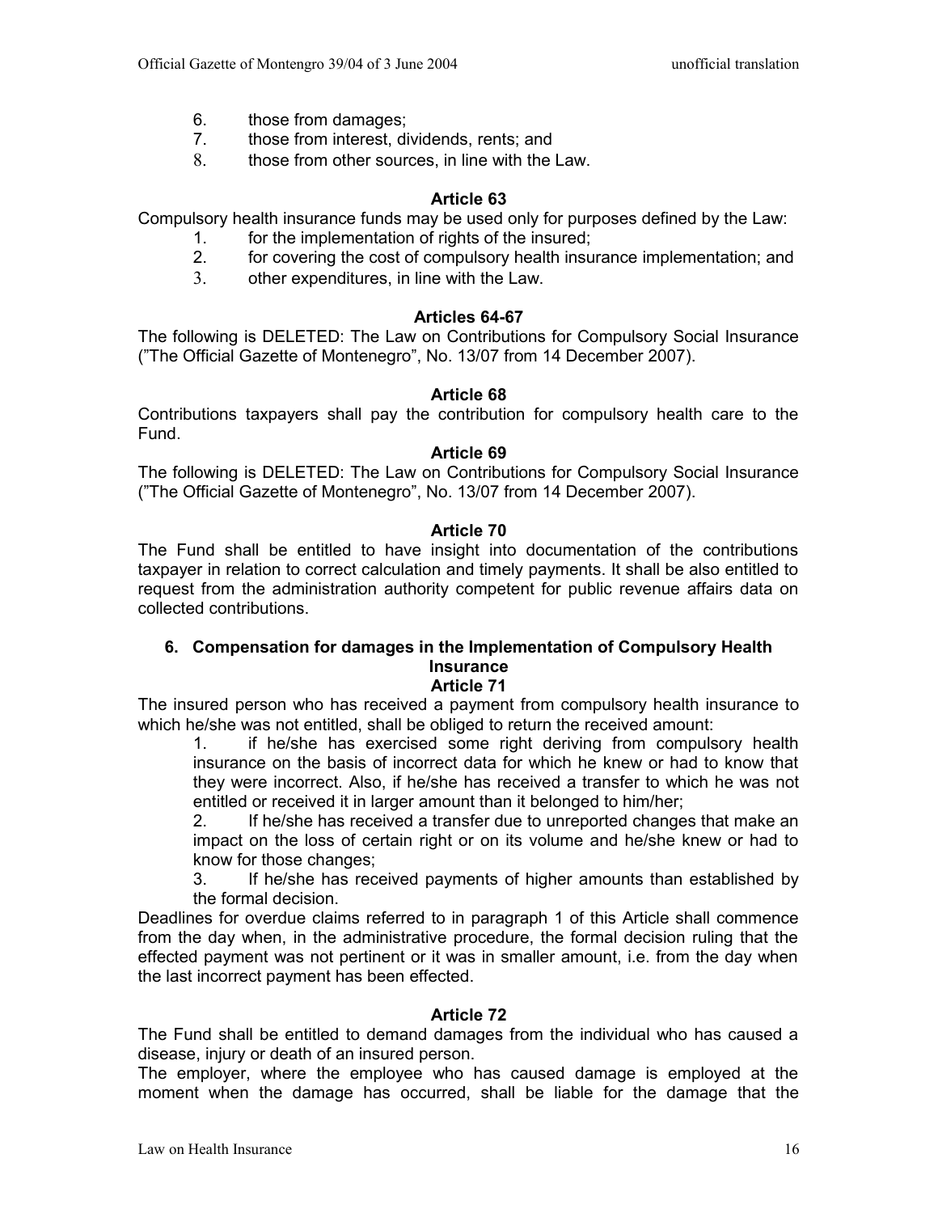6. those from damages;
7. those from interest, dividends, rents; and
8. those from other sources, in line with the Law.

### Article 63

Compulsory health insurance funds may be used only for purposes defined by the Law:

1. for the implementation of rights of the insured;
2. for covering the cost of compulsory health insurance implementation; and
3. other expenditures, in line with the Law.

### Articles 64-67

The following is DELETED: The Law on Contributions for Compulsory Social Insurance ("The Official Gazette of Montenegro", No. 13/07 from 14 December 2007).

### Article 68

Contributions taxpayers shall pay the contribution for compulsory health care to the Fund.

### Article 69

The following is DELETED: The Law on Contributions for Compulsory Social Insurance ("The Official Gazette of Montenegro", No. 13/07 from 14 December 2007).

### Article 70

The Fund shall be entitled to have insight into documentation of the contributions taxpayer in relation to correct calculation and timely payments. It shall be also entitled to request from the administration authority competent for public revenue affairs data on collected contributions.

## 6. Compensation for damages in the Implementation of Compulsory Health Insurance

### Article 71

The insured person who has received a payment from compulsory health insurance to which he/she was not entitled, shall be obliged to return the received amount:

1. if he/she has exercised some right deriving from compulsory health insurance on the basis of incorrect data for which he knew or had to know that they were incorrect. Also, if he/she has received a transfer to which he was not entitled or received it in larger amount than it belonged to him/her;
2. If he/she has received a transfer due to unreported changes that make an impact on the loss of certain right or on its volume and he/she knew or had to know for those changes;
3. If he/she has received payments of higher amounts than established by the formal decision.

Deadlines for overdue claims referred to in paragraph 1 of this Article shall commence from the day when, in the administrative procedure, the formal decision ruling that the effected payment was not pertinent or it was in smaller amount, i.e. from the day when the last incorrect payment has been effected.

### Article 72

The Fund shall be entitled to demand damages from the individual who has caused a disease, injury or death of an insured person.

The employer, where the employee who has caused damage is employed at the moment when the damage has occurred, shall be liable for the damage that the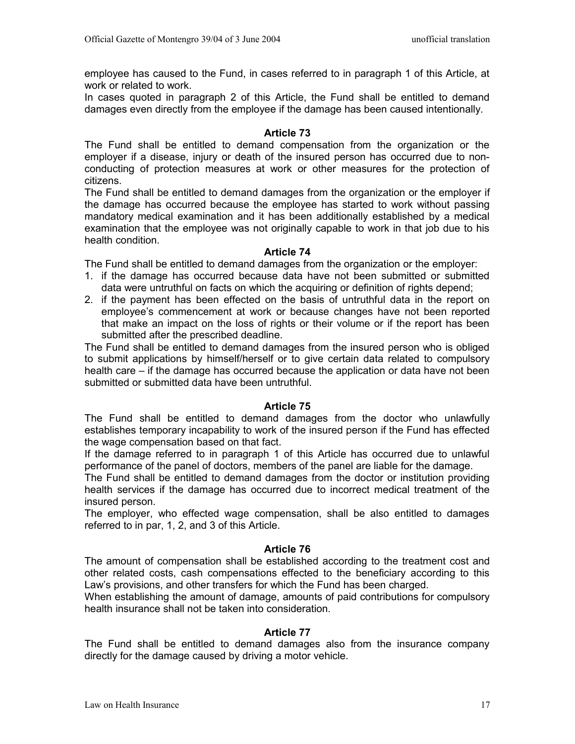employee has caused to the Fund, in cases referred to in paragraph 1 of this Article, at work or related to work.

In cases quoted in paragraph 2 of this Article, the Fund shall be entitled to demand damages even directly from the employee if the damage has been caused intentionally.

### Article 73

The Fund shall be entitled to demand compensation from the organization or the employer if a disease, injury or death of the insured person has occurred due to non-conducting of protection measures at work or other measures for the protection of citizens.

The Fund shall be entitled to demand damages from the organization or the employer if the damage has occurred because the employee has started to work without passing mandatory medical examination and it has been additionally established by a medical examination that the employee was not originally capable to work in that job due to his health condition.

### Article 74

The Fund shall be entitled to demand damages from the organization or the employer:

1. if the damage has occurred because data have not been submitted or submitted data were untruthful on facts on which the acquiring or definition of rights depend;
2. if the payment has been effected on the basis of untruthful data in the report on employee's commencement at work or because changes have not been reported that make an impact on the loss of rights or their volume or if the report has been submitted after the prescribed deadline.

The Fund shall be entitled to demand damages from the insured person who is obliged to submit applications by himself/herself or to give certain data related to compulsory health care – if the damage has occurred because the application or data have not been submitted or submitted data have been untruthful.

### Article 75

The Fund shall be entitled to demand damages from the doctor who unlawfully establishes temporary incapability to work of the insured person if the Fund has effected the wage compensation based on that fact.

If the damage referred to in paragraph 1 of this Article has occurred due to unlawful performance of the panel of doctors, members of the panel are liable for the damage.

The Fund shall be entitled to demand damages from the doctor or institution providing health services if the damage has occurred due to incorrect medical treatment of the insured person.

The employer, who effected wage compensation, shall be also entitled to damages referred to in par, 1, 2, and 3 of this Article.

### Article 76

The amount of compensation shall be established according to the treatment cost and other related costs, cash compensations effected to the beneficiary according to this Law's provisions, and other transfers for which the Fund has been charged.

When establishing the amount of damage, amounts of paid contributions for compulsory health insurance shall not be taken into consideration.

### Article 77

The Fund shall be entitled to demand damages also from the insurance company directly for the damage caused by driving a motor vehicle.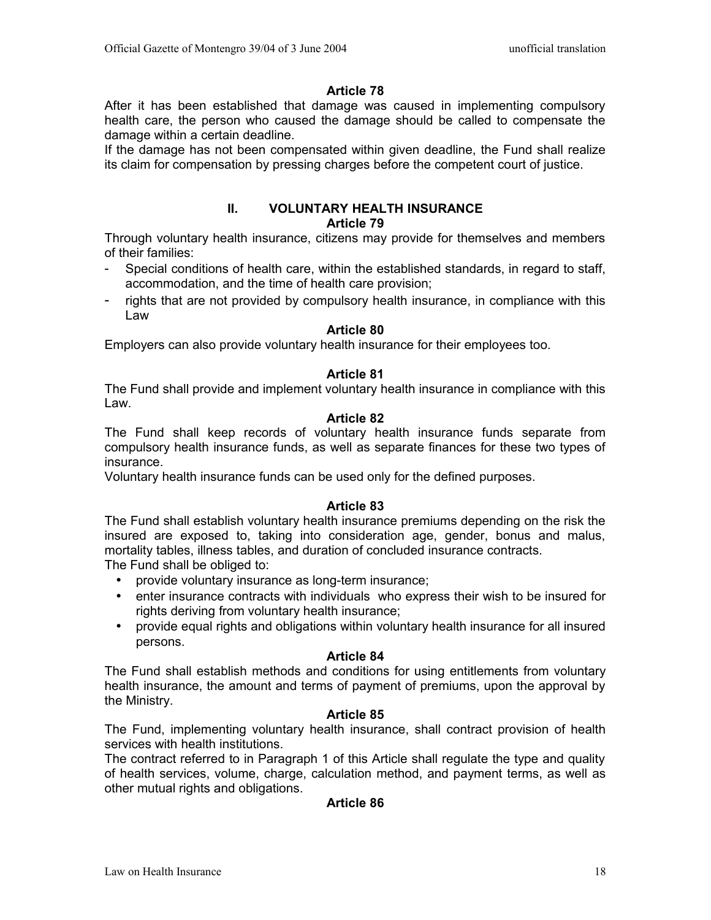**Article 78**

After it has been established that damage was caused in implementing compulsory health care, the person who caused the damage should be called to compensate the damage within a certain deadline.

If the damage has not been compensated within given deadline, the Fund shall realize its claim for compensation by pressing charges before the competent court of justice.

## II. VOLUNTARY HEALTH INSURANCE

**Article 79**

Through voluntary health insurance, citizens may provide for themselves and members of their families:

- Special conditions of health care, within the established standards, in regard to staff, accommodation, and the time of health care provision;
- rights that are not provided by compulsory health insurance, in compliance with this Law

**Article 80**

Employers can also provide voluntary health insurance for their employees too.

**Article 81**

The Fund shall provide and implement voluntary health insurance in compliance with this Law.

**Article 82**

The Fund shall keep records of voluntary health insurance funds separate from compulsory health insurance funds, as well as separate finances for these two types of insurance.

Voluntary health insurance funds can be used only for the defined purposes.

**Article 83**

The Fund shall establish voluntary health insurance premiums depending on the risk the insured are exposed to, taking into consideration age, gender, bonus and malus, mortality tables, illness tables, and duration of concluded insurance contracts.

The Fund shall be obliged to:

- provide voluntary insurance as long-term insurance;
- enter insurance contracts with individuals who express their wish to be insured for rights deriving from voluntary health insurance;
- provide equal rights and obligations within voluntary health insurance for all insured persons.

**Article 84**

The Fund shall establish methods and conditions for using entitlements from voluntary health insurance, the amount and terms of payment of premiums, upon the approval by the Ministry.

**Article 85**

The Fund, implementing voluntary health insurance, shall contract provision of health services with health institutions.

The contract referred to in Paragraph 1 of this Article shall regulate the type and quality of health services, volume, charge, calculation method, and payment terms, as well as other mutual rights and obligations.

**Article 86**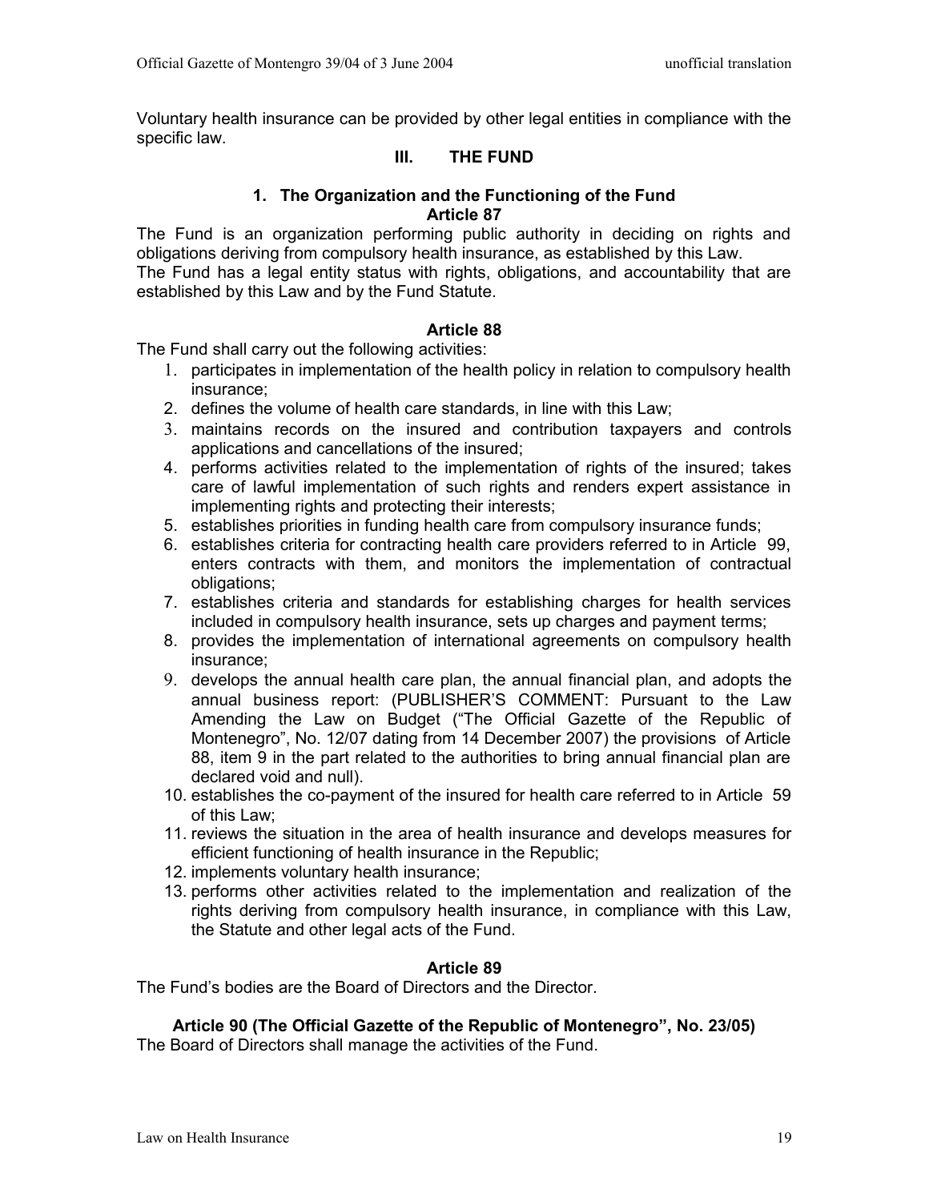Voluntary health insurance can be provided by other legal entities in compliance with the specific law.

## III. THE FUND

### 1. The Organization and the Functioning of the Fund

#### Article 87

The Fund is an organization performing public authority in deciding on rights and obligations deriving from compulsory health insurance, as established by this Law.

The Fund has a legal entity status with rights, obligations, and accountability that are established by this Law and by the Fund Statute.

#### Article 88

The Fund shall carry out the following activities:

1. participates in implementation of the health policy in relation to compulsory health insurance;
2. defines the volume of health care standards, in line with this Law;
3. maintains records on the insured and contribution taxpayers and controls applications and cancellations of the insured;
4. performs activities related to the implementation of rights of the insured; takes care of lawful implementation of such rights and renders expert assistance in implementing rights and protecting their interests;
5. establishes priorities in funding health care from compulsory insurance funds;
6. establishes criteria for contracting health care providers referred to in Article 99, enters contracts with them, and monitors the implementation of contractual obligations;
7. establishes criteria and standards for establishing charges for health services included in compulsory health insurance, sets up charges and payment terms;
8. provides the implementation of international agreements on compulsory health insurance;
9. develops the annual health care plan, the annual financial plan, and adopts the annual business report: (PUBLISHER'S COMMENT: Pursuant to the Law Amending the Law on Budget ("The Official Gazette of the Republic of Montenegro", No. 12/07 dating from 14 December 2007) the provisions of Article 88, item 9 in the part related to the authorities to bring annual financial plan are declared void and null).
10. establishes the co-payment of the insured for health care referred to in Article 59 of this Law;
11. reviews the situation in the area of health insurance and develops measures for efficient functioning of health insurance in the Republic;
12. implements voluntary health insurance;
13. performs other activities related to the implementation and realization of the rights deriving from compulsory health insurance, in compliance with this Law, the Statute and other legal acts of the Fund.

#### Article 89

The Fund's bodies are the Board of Directors and the Director.

#### Article 90 (The Official Gazette of the Republic of Montenegro", No. 23/05)

The Board of Directors shall manage the activities of the Fund.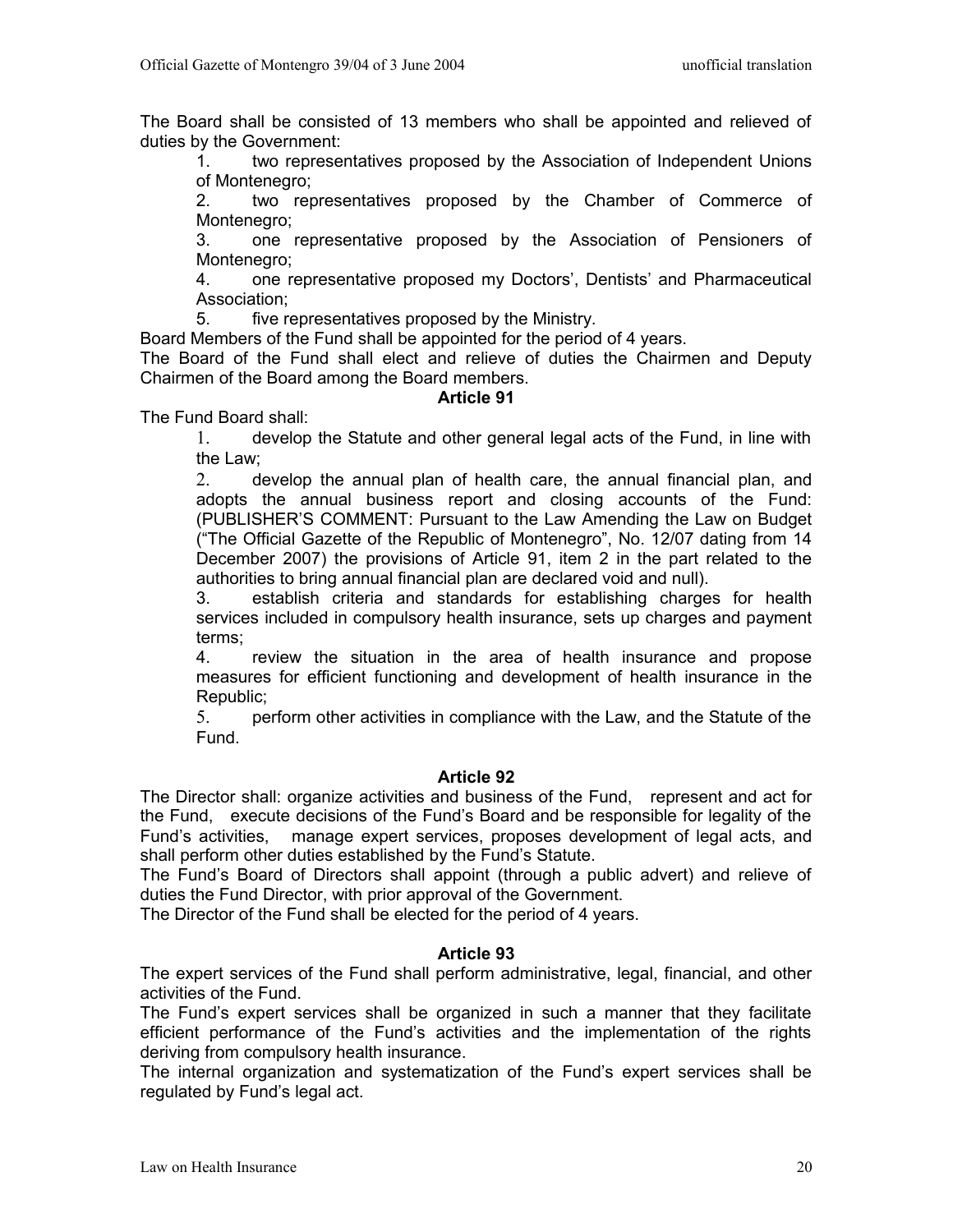The Board shall be consisted of 13 members who shall be appointed and relieved of duties by the Government:

1. two representatives proposed by the Association of Independent Unions of Montenegro;
2. two representatives proposed by the Chamber of Commerce of Montenegro;
3. one representative proposed by the Association of Pensioners of Montenegro;
4. one representative proposed my Doctors', Dentists' and Pharmaceutical Association;
5. five representatives proposed by the Ministry.

Board Members of the Fund shall be appointed for the period of 4 years.

The Board of the Fund shall elect and relieve of duties the Chairmen and Deputy Chairmen of the Board among the Board members.

**Article 91**

The Fund Board shall:

1. develop the Statute and other general legal acts of the Fund, in line with the Law;
2. develop the annual plan of health care, the annual financial plan, and adopts the annual business report and closing accounts of the Fund: (PUBLISHER'S COMMENT: Pursuant to the Law Amending the Law on Budget ("The Official Gazette of the Republic of Montenegro", No. 12/07 dating from 14 December 2007) the provisions of Article 91, item 2 in the part related to the authorities to bring annual financial plan are declared void and null).
3. establish criteria and standards for establishing charges for health services included in compulsory health insurance, sets up charges and payment terms;
4. review the situation in the area of health insurance and propose measures for efficient functioning and development of health insurance in the Republic;
5. perform other activities in compliance with the Law, and the Statute of the Fund.

**Article 92**

The Director shall: organize activities and business of the Fund, represent and act for the Fund, execute decisions of the Fund's Board and be responsible for legality of the Fund's activities, manage expert services, proposes development of legal acts, and shall perform other duties established by the Fund's Statute.

The Fund's Board of Directors shall appoint (through a public advert) and relieve of duties the Fund Director, with prior approval of the Government.

The Director of the Fund shall be elected for the period of 4 years.

**Article 93**

The expert services of the Fund shall perform administrative, legal, financial, and other activities of the Fund.

The Fund's expert services shall be organized in such a manner that they facilitate efficient performance of the Fund's activities and the implementation of the rights deriving from compulsory health insurance.

The internal organization and systematization of the Fund's expert services shall be regulated by Fund's legal act.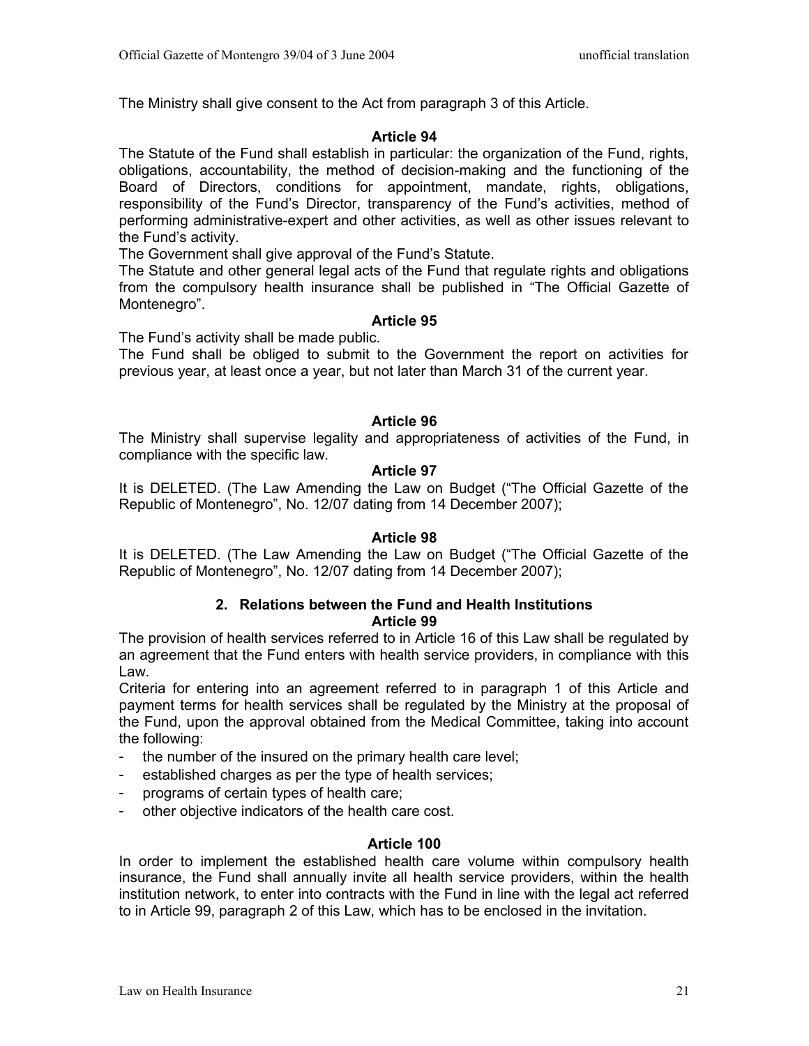The Ministry shall give consent to the Act from paragraph 3 of this Article.

**Article 94**

The Statute of the Fund shall establish in particular: the organization of the Fund, rights, obligations, accountability, the method of decision-making and the functioning of the Board of Directors, conditions for appointment, mandate, rights, obligations, responsibility of the Fund's Director, transparency of the Fund's activities, method of performing administrative-expert and other activities, as well as other issues relevant to the Fund's activity.

The Government shall give approval of the Fund's Statute.

The Statute and other general legal acts of the Fund that regulate rights and obligations from the compulsory health insurance shall be published in "The Official Gazette of Montenegro".

**Article 95**

The Fund's activity shall be made public.

The Fund shall be obliged to submit to the Government the report on activities for previous year, at least once a year, but not later than March 31 of the current year.

**Article 96**

The Ministry shall supervise legality and appropriateness of activities of the Fund, in compliance with the specific law.

**Article 97**

It is DELETED. (The Law Amending the Law on Budget ("The Official Gazette of the Republic of Montenegro", No. 12/07 dating from 14 December 2007);

**Article 98**

It is DELETED. (The Law Amending the Law on Budget ("The Official Gazette of the Republic of Montenegro", No. 12/07 dating from 14 December 2007);

## 2. Relations between the Fund and Health Institutions

**Article 99**

The provision of health services referred to in Article 16 of this Law shall be regulated by an agreement that the Fund enters with health service providers, in compliance with this Law.

Criteria for entering into an agreement referred to in paragraph 1 of this Article and payment terms for health services shall be regulated by the Ministry at the proposal of the Fund, upon the approval obtained from the Medical Committee, taking into account the following:

- the number of the insured on the primary health care level;
- established charges as per the type of health services;
- programs of certain types of health care;
- other objective indicators of the health care cost.

**Article 100**

In order to implement the established health care volume within compulsory health insurance, the Fund shall annually invite all health service providers, within the health institution network, to enter into contracts with the Fund in line with the legal act referred to in Article 99, paragraph 2 of this Law, which has to be enclosed in the invitation.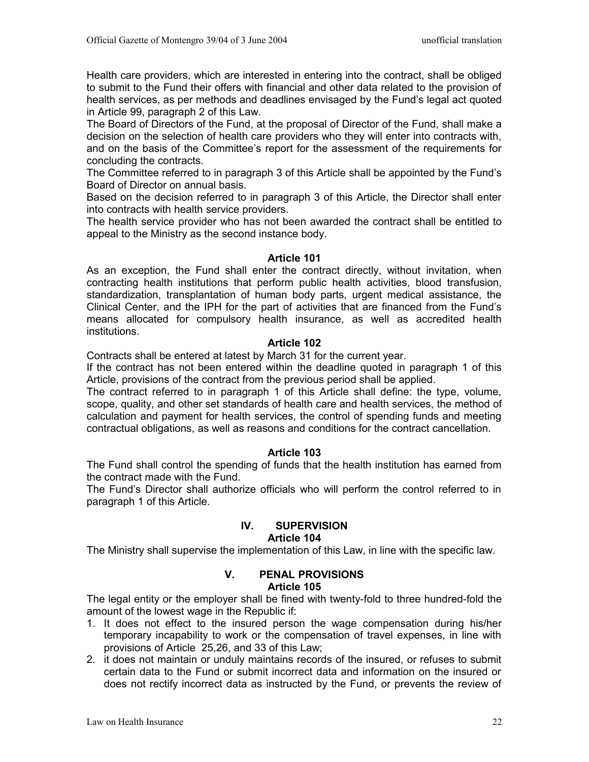Health care providers, which are interested in entering into the contract, shall be obliged to submit to the Fund their offers with financial and other data related to the provision of health services, as per methods and deadlines envisaged by the Fund's legal act quoted in Article 99, paragraph 2 of this Law.

The Board of Directors of the Fund, at the proposal of Director of the Fund, shall make a decision on the selection of health care providers who they will enter into contracts with, and on the basis of the Committee's report for the assessment of the requirements for concluding the contracts.

The Committee referred to in paragraph 3 of this Article shall be appointed by the Fund's Board of Director on annual basis.

Based on the decision referred to in paragraph 3 of this Article, the Director shall enter into contracts with health service providers.

The health service provider who has not been awarded the contract shall be entitled to appeal to the Ministry as the second instance body.

**Article 101**

As an exception, the Fund shall enter the contract directly, without invitation, when contracting health institutions that perform public health activities, blood transfusion, standardization, transplantation of human body parts, urgent medical assistance, the Clinical Center, and the IPH for the part of activities that are financed from the Fund's means allocated for compulsory health insurance, as well as accredited health institutions.

**Article 102**

Contracts shall be entered at latest by March 31 for the current year.

If the contract has not been entered within the deadline quoted in paragraph 1 of this Article, provisions of the contract from the previous period shall be applied.

The contract referred to in paragraph 1 of this Article shall define: the type, volume, scope, quality, and other set standards of health care and health services, the method of calculation and payment for health services, the control of spending funds and meeting contractual obligations, as well as reasons and conditions for the contract cancellation.

**Article 103**

The Fund shall control the spending of funds that the health institution has earned from the contract made with the Fund.

The Fund's Director shall authorize officials who will perform the control referred to in paragraph 1 of this Article.

## IV. SUPERVISION

**Article 104**

The Ministry shall supervise the implementation of this Law, in line with the specific law.

## V. PENAL PROVISIONS

**Article 105**

The legal entity or the employer shall be fined with twenty-fold to three hundred-fold the amount of the lowest wage in the Republic if:

1. It does not effect to the insured person the wage compensation during his/her temporary incapability to work or the compensation of travel expenses, in line with provisions of Article 25,26, and 33 of this Law;
2. it does not maintain or unduly maintains records of the insured, or refuses to submit certain data to the Fund or submit incorrect data and information on the insured or does not rectify incorrect data as instructed by the Fund, or prevents the review of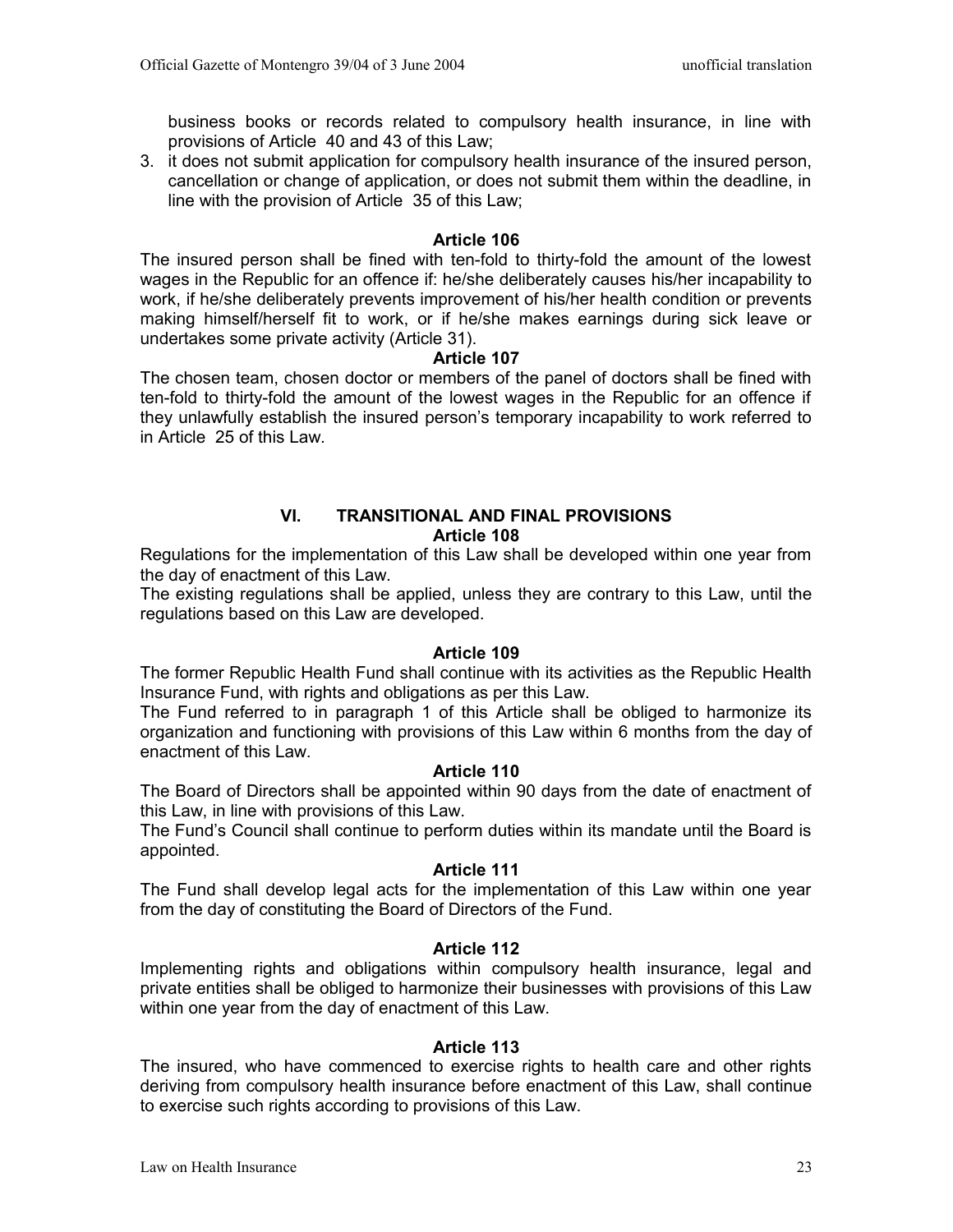business books or records related to compulsory health insurance, in line with provisions of Article 40 and 43 of this Law;

3. it does not submit application for compulsory health insurance of the insured person, cancellation or change of application, or does not submit them within the deadline, in line with the provision of Article 35 of this Law;

**Article 106**

The insured person shall be fined with ten-fold to thirty-fold the amount of the lowest wages in the Republic for an offence if: he/she deliberately causes his/her incapability to work, if he/she deliberately prevents improvement of his/her health condition or prevents making himself/herself fit to work, or if he/she makes earnings during sick leave or undertakes some private activity (Article 31).

**Article 107**

The chosen team, chosen doctor or members of the panel of doctors shall be fined with ten-fold to thirty-fold the amount of the lowest wages in the Republic for an offence if they unlawfully establish the insured person's temporary incapability to work referred to in Article 25 of this Law.

## VI. TRANSITIONAL AND FINAL PROVISIONS

**Article 108**

Regulations for the implementation of this Law shall be developed within one year from the day of enactment of this Law.

The existing regulations shall be applied, unless they are contrary to this Law, until the regulations based on this Law are developed.

**Article 109**

The former Republic Health Fund shall continue with its activities as the Republic Health Insurance Fund, with rights and obligations as per this Law.

The Fund referred to in paragraph 1 of this Article shall be obliged to harmonize its organization and functioning with provisions of this Law within 6 months from the day of enactment of this Law.

**Article 110**

The Board of Directors shall be appointed within 90 days from the date of enactment of this Law, in line with provisions of this Law.

The Fund's Council shall continue to perform duties within its mandate until the Board is appointed.

**Article 111**

The Fund shall develop legal acts for the implementation of this Law within one year from the day of constituting the Board of Directors of the Fund.

**Article 112**

Implementing rights and obligations within compulsory health insurance, legal and private entities shall be obliged to harmonize their businesses with provisions of this Law within one year from the day of enactment of this Law.

**Article 113**

The insured, who have commenced to exercise rights to health care and other rights deriving from compulsory health insurance before enactment of this Law, shall continue to exercise such rights according to provisions of this Law.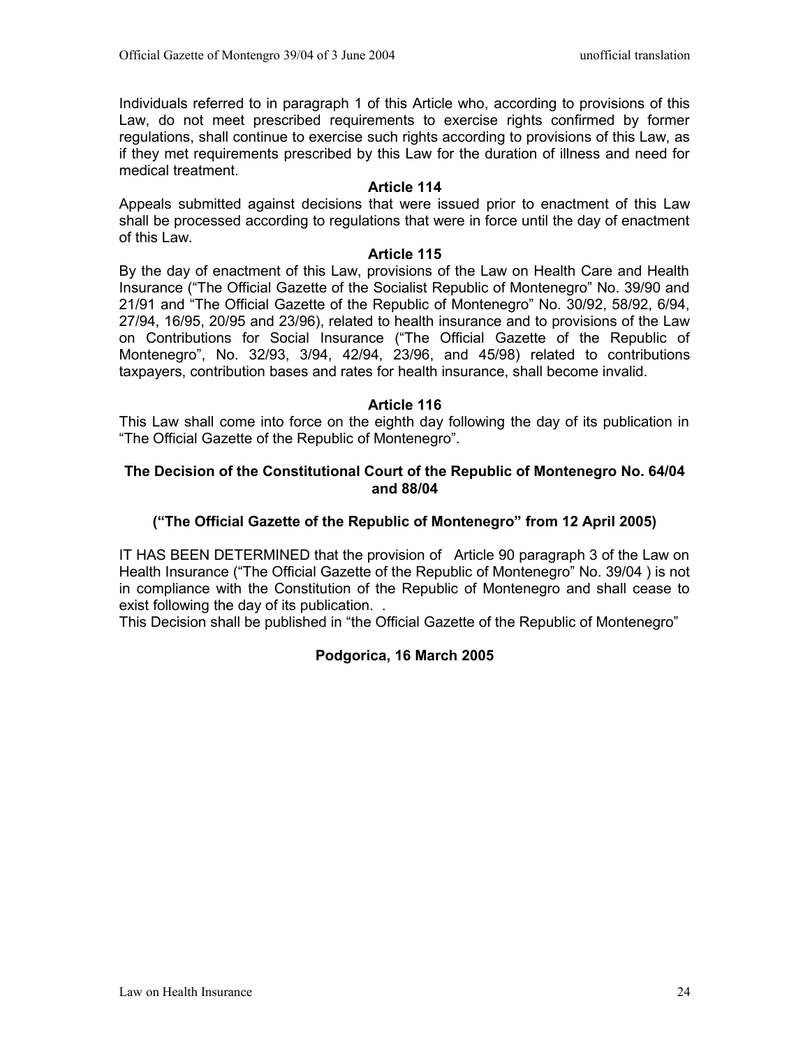Individuals referred to in paragraph 1 of this Article who, according to provisions of this Law, do not meet prescribed requirements to exercise rights confirmed by former regulations, shall continue to exercise such rights according to provisions of this Law, as if they met requirements prescribed by this Law for the duration of illness and need for medical treatment.

### Article 114

Appeals submitted against decisions that were issued prior to enactment of this Law shall be processed according to regulations that were in force until the day of enactment of this Law.

### Article 115

By the day of enactment of this Law, provisions of the Law on Health Care and Health Insurance ("The Official Gazette of the Socialist Republic of Montenegro" No. 39/90 and 21/91 and "The Official Gazette of the Republic of Montenegro" No. 30/92, 58/92, 6/94, 27/94, 16/95, 20/95 and 23/96), related to health insurance and to provisions of the Law on Contributions for Social Insurance ("The Official Gazette of the Republic of Montenegro", No. 32/93, 3/94, 42/94, 23/96, and 45/98) related to contributions taxpayers, contribution bases and rates for health insurance, shall become invalid.

### Article 116

This Law shall come into force on the eighth day following the day of its publication in "The Official Gazette of the Republic of Montenegro".

## The Decision of the Constitutional Court of the Republic of Montenegro No. 64/04 and 88/04

## ("The Official Gazette of the Republic of Montenegro" from 12 April 2005)

IT HAS BEEN DETERMINED that the provision of Article 90 paragraph 3 of the Law on Health Insurance ("The Official Gazette of the Republic of Montenegro" No. 39/04 ) is not in compliance with the Constitution of the Republic of Montenegro and shall cease to exist following the day of its publication. .
This Decision shall be published in "the Official Gazette of the Republic of Montenegro"

**Podgorica, 16 March 2005**